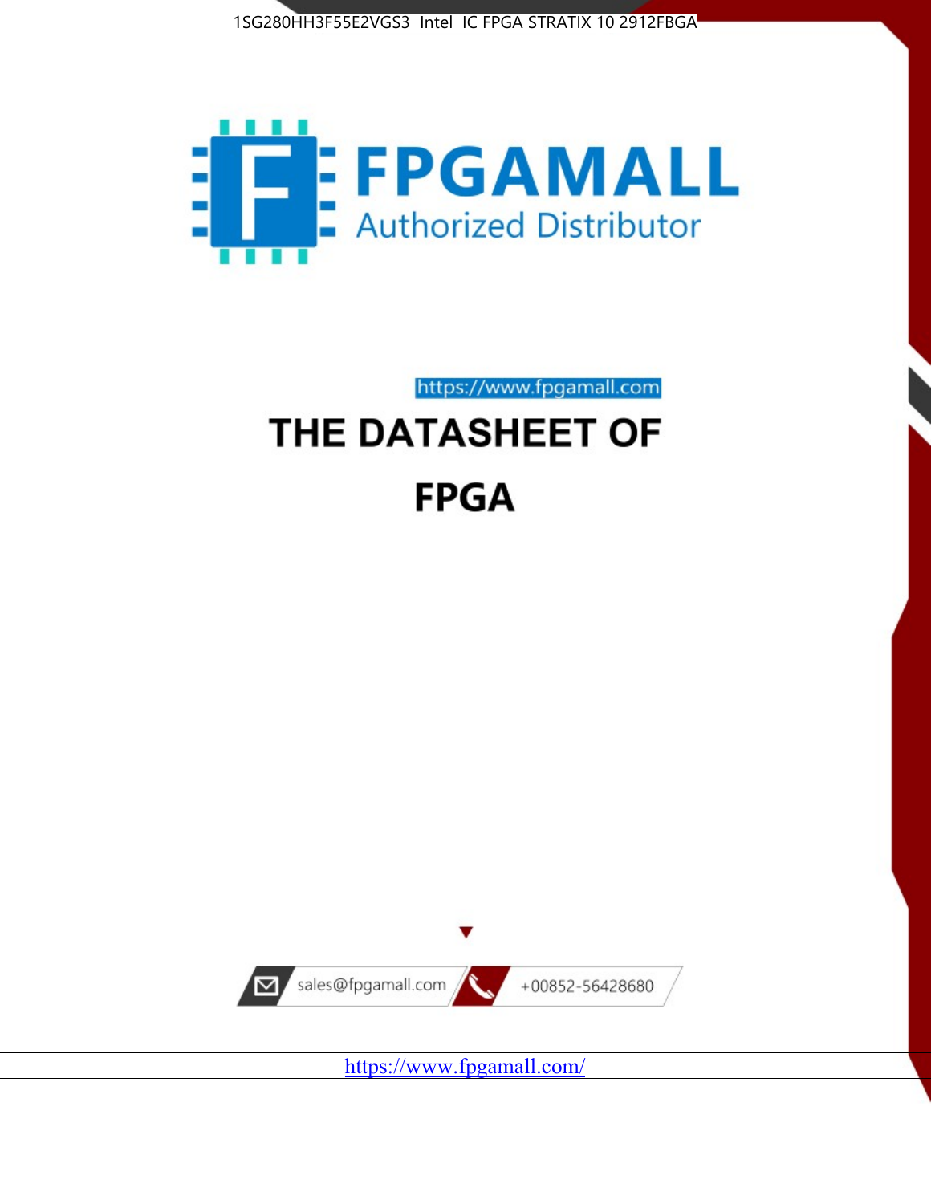1SG280HH3F55E2VGS3 Intel IC FPGA STRATIX 10 2912FBGA

FPGAMALL

Authorized Distributor

https://www.fpgamall.com

# THE DATASHEET OF

# FPGA

sales@fpgamall.com

+00852-56428680

https://www.fpgamall.com/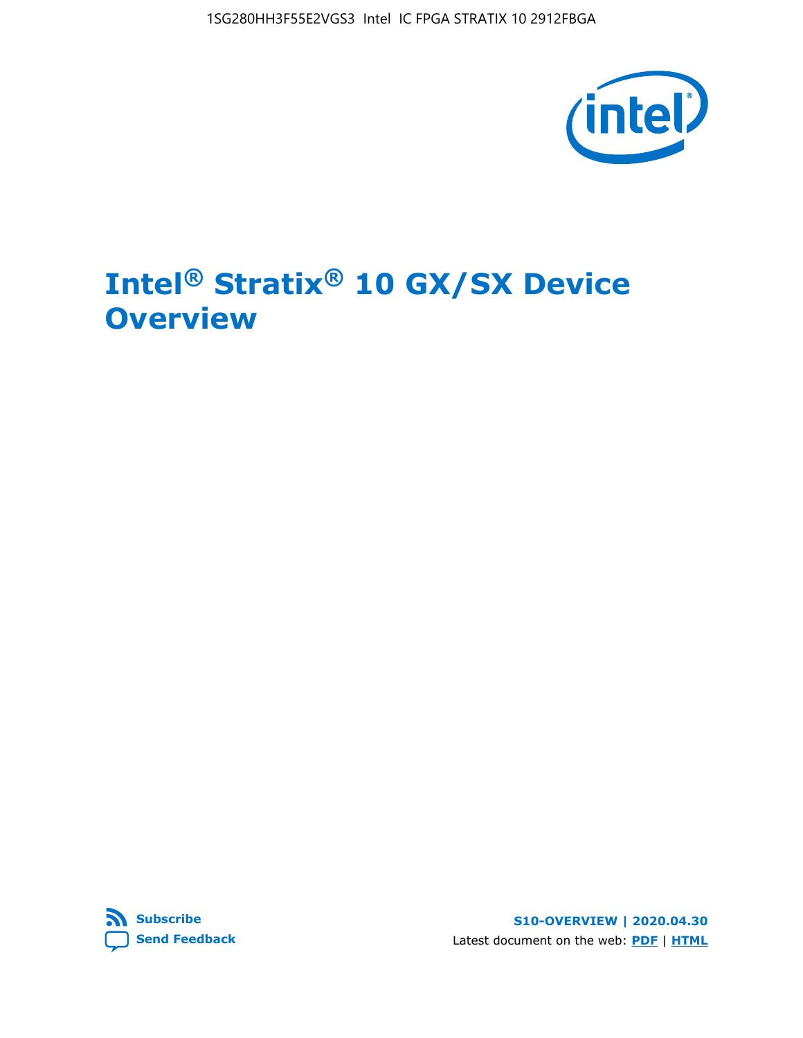# Intel® Stratix® 10 GX/SX Device Overview

**Subscribe**

**Send Feedback**

**S10-OVERVIEW | 2020.04.30**

Latest document on the web: **PDF** | **HTML**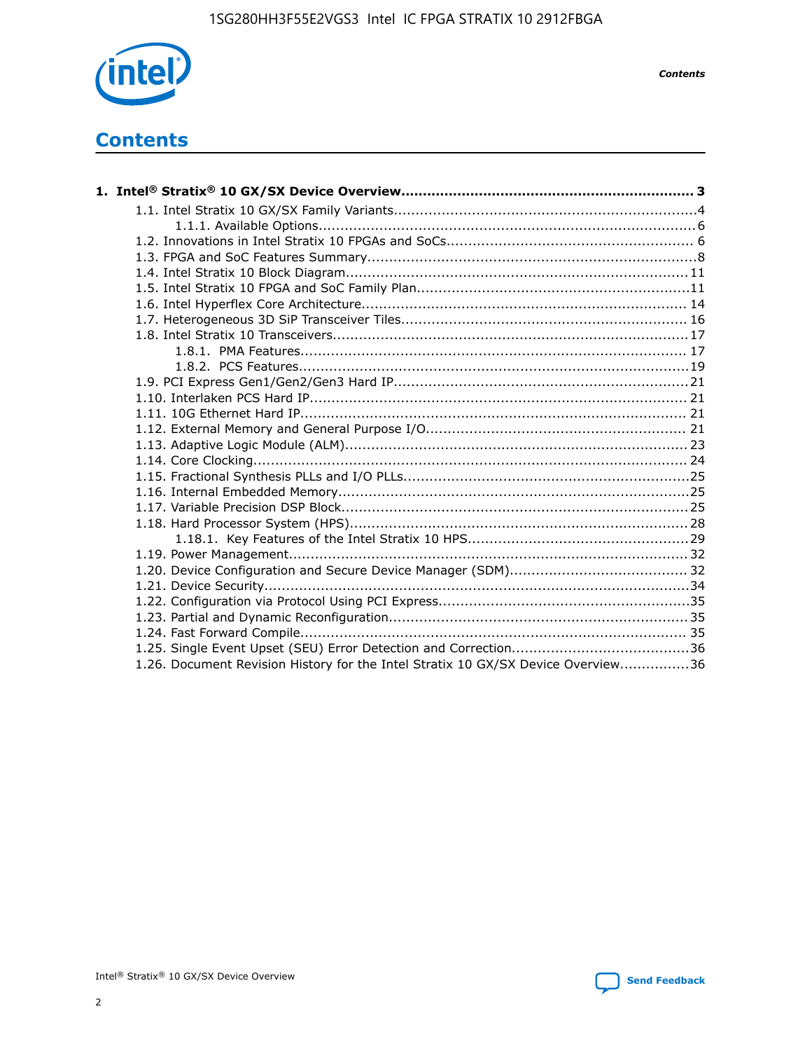# Contents

**1. Intel® Stratix® 10 GX/SX Device Overview.................................................................. 3**

- 1.1. Intel Stratix 10 GX/SX Family Variants.....................................................................4
  - 1.1.1. Available Options......................................................................................6
- 1.2. Innovations in Intel Stratix 10 FPGAs and SoCs........................................................ 6
- 1.3. FPGA and SoC Features Summary...........................................................................8
- 1.4. Intel Stratix 10 Block Diagram.............................................................................. 11
- 1.5. Intel Stratix 10 FPGA and SoC Family Plan...............................................................11
- 1.6. Intel Hyperflex Core Architecture.......................................................................... 14
- 1.7. Heterogeneous 3D SiP Transceiver Tiles................................................................. 16
- 1.8. Intel Stratix 10 Transceivers................................................................................. 17
  - 1.8.1. PMA Features........................................................................................ 17
  - 1.8.2. PCS Features.........................................................................................19
- 1.9. PCI Express Gen1/Gen2/Gen3 Hard IP...................................................................21
- 1.10. Interlaken PCS Hard IP...................................................................................... 21
- 1.11. 10G Ethernet Hard IP........................................................................................ 21
- 1.12. External Memory and General Purpose I/O........................................................... 21
- 1.13. Adaptive Logic Module (ALM).............................................................................. 23
- 1.14. Core Clocking................................................................................................... 24
- 1.15. Fractional Synthesis PLLs and I/O PLLs.................................................................25
- 1.16. Internal Embedded Memory................................................................................25
- 1.17. Variable Precision DSP Block...............................................................................25
- 1.18. Hard Processor System (HPS).............................................................................28
  - 1.18.1. Key Features of the Intel Stratix 10 HPS..................................................29
- 1.19. Power Management.......................................................................................... 32
- 1.20. Device Configuration and Secure Device Manager (SDM)......................................... 32
- 1.21. Device Security.................................................................................................34
- 1.22. Configuration via Protocol Using PCI Express.........................................................35
- 1.23. Partial and Dynamic Reconfiguration.................................................................... 35
- 1.24. Fast Forward Compile........................................................................................ 35
- 1.25. Single Event Upset (SEU) Error Detection and Correction........................................36
- 1.26. Document Revision History for the Intel Stratix 10 GX/SX Device Overview................36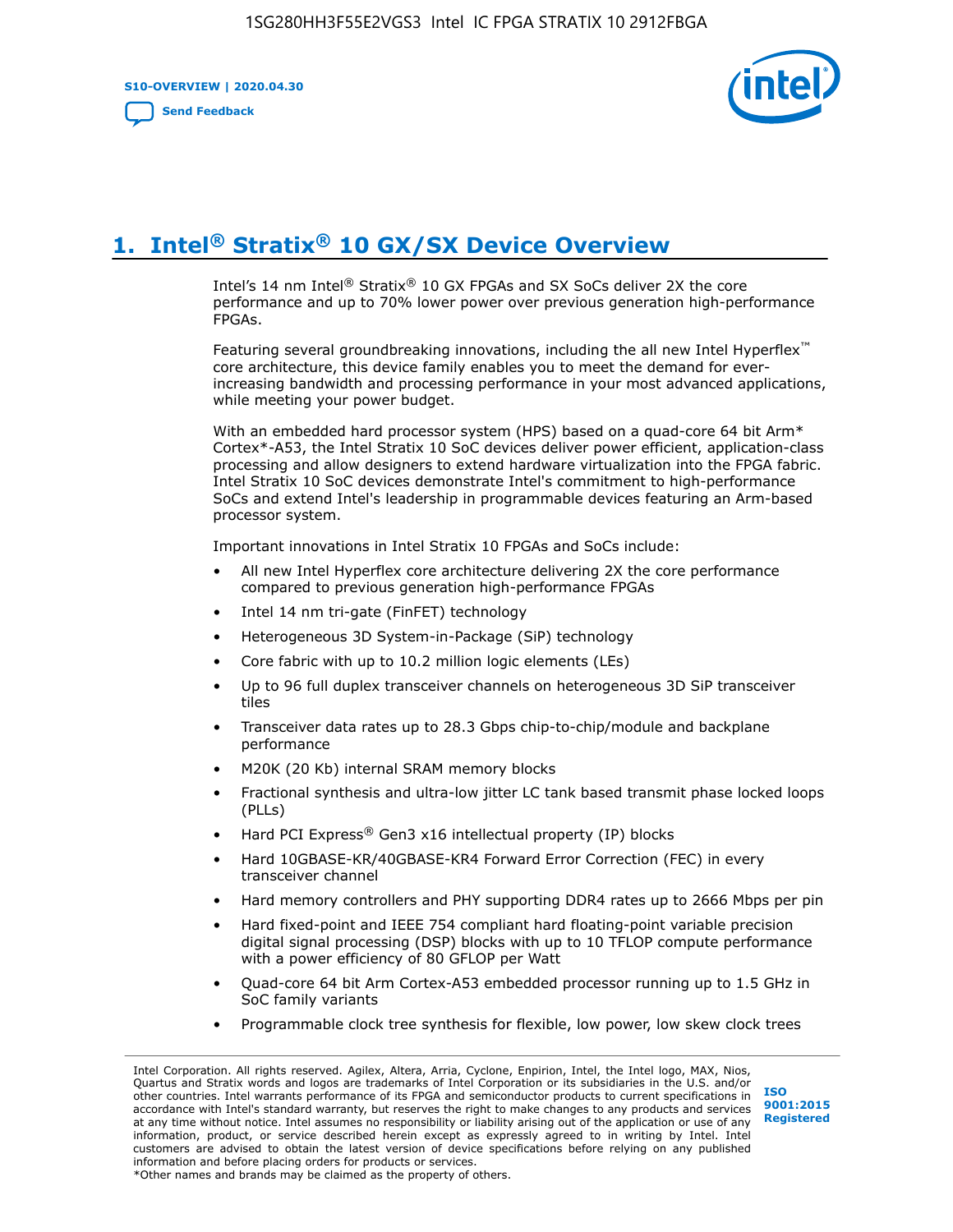# 1. Intel® Stratix® 10 GX/SX Device Overview

Intel's 14 nm Intel® Stratix® 10 GX FPGAs and SX SoCs deliver 2X the core performance and up to 70% lower power over previous generation high-performance FPGAs.

Featuring several groundbreaking innovations, including the all new Intel Hyperflex™ core architecture, this device family enables you to meet the demand for ever-increasing bandwidth and processing performance in your most advanced applications, while meeting your power budget.

With an embedded hard processor system (HPS) based on a quad-core 64 bit Arm* Cortex*-A53, the Intel Stratix 10 SoC devices deliver power efficient, application-class processing and allow designers to extend hardware virtualization into the FPGA fabric. Intel Stratix 10 SoC devices demonstrate Intel's commitment to high-performance SoCs and extend Intel's leadership in programmable devices featuring an Arm-based processor system.

Important innovations in Intel Stratix 10 FPGAs and SoCs include:

- All new Intel Hyperflex core architecture delivering 2X the core performance compared to previous generation high-performance FPGAs
- Intel 14 nm tri-gate (FinFET) technology
- Heterogeneous 3D System-in-Package (SiP) technology
- Core fabric with up to 10.2 million logic elements (LEs)
- Up to 96 full duplex transceiver channels on heterogeneous 3D SiP transceiver tiles
- Transceiver data rates up to 28.3 Gbps chip-to-chip/module and backplane performance
- M20K (20 Kb) internal SRAM memory blocks
- Fractional synthesis and ultra-low jitter LC tank based transmit phase locked loops (PLLs)
- Hard PCI Express® Gen3 x16 intellectual property (IP) blocks
- Hard 10GBASE-KR/40GBASE-KR4 Forward Error Correction (FEC) in every transceiver channel
- Hard memory controllers and PHY supporting DDR4 rates up to 2666 Mbps per pin
- Hard fixed-point and IEEE 754 compliant hard floating-point variable precision digital signal processing (DSP) blocks with up to 10 TFLOP compute performance with a power efficiency of 80 GFLOP per Watt
- Quad-core 64 bit Arm Cortex-A53 embedded processor running up to 1.5 GHz in SoC family variants
- Programmable clock tree synthesis for flexible, low power, low skew clock trees

Intel Corporation. All rights reserved. Agilex, Altera, Arria, Cyclone, Enpirion, Intel, the Intel logo, MAX, Nios, Quartus and Stratix words and logos are trademarks of Intel Corporation or its subsidiaries in the U.S. and/or other countries. Intel warrants performance of its FPGA and semiconductor products to current specifications in accordance with Intel's standard warranty, but reserves the right to make changes to any products and services at any time without notice. Intel assumes no responsibility or liability arising out of the application or use of any information, product, or service described herein except as expressly agreed to in writing by Intel. Intel customers are advised to obtain the latest version of device specifications before relying on any published information and before placing orders for products or services.
*Other names and brands may be claimed as the property of others.

ISO 9001:2015 Registered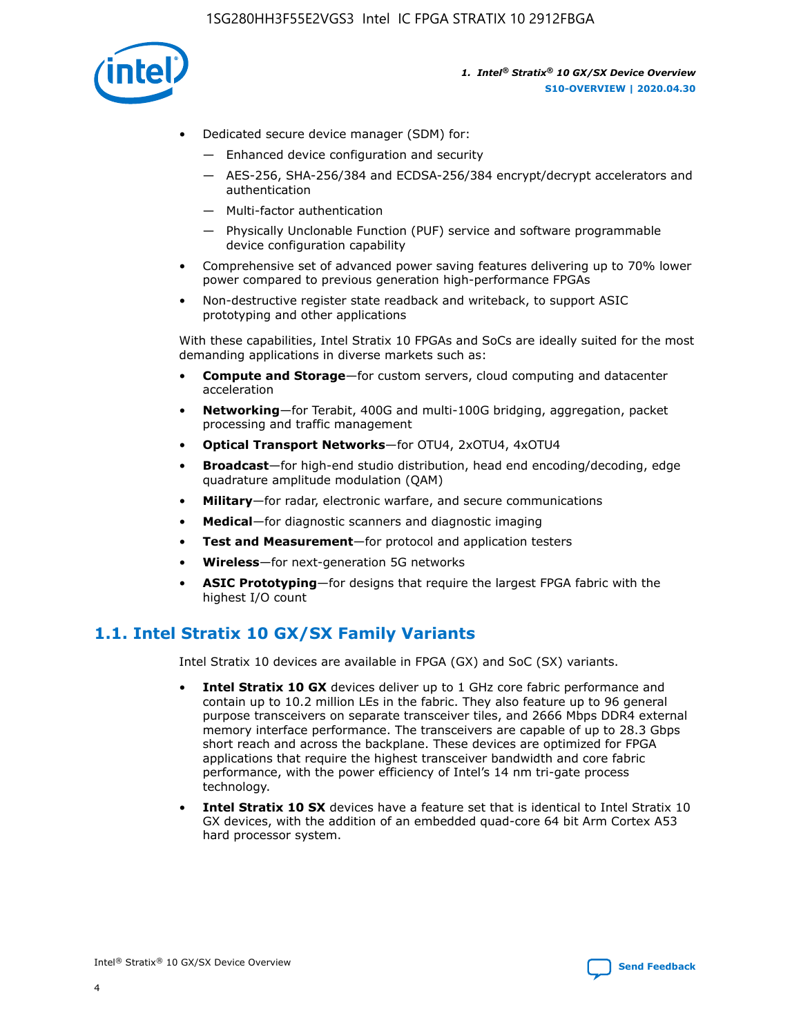- Dedicated secure device manager (SDM) for:
  - Enhanced device configuration and security
  - AES-256, SHA-256/384 and ECDSA-256/384 encrypt/decrypt accelerators and authentication
  - Multi-factor authentication
  - Physically Unclonable Function (PUF) service and software programmable device configuration capability
- Comprehensive set of advanced power saving features delivering up to 70% lower power compared to previous generation high-performance FPGAs
- Non-destructive register state readback and writeback, to support ASIC prototyping and other applications

With these capabilities, Intel Stratix 10 FPGAs and SoCs are ideally suited for the most demanding applications in diverse markets such as:

- **Compute and Storage**—for custom servers, cloud computing and datacenter acceleration
- **Networking**—for Terabit, 400G and multi-100G bridging, aggregation, packet processing and traffic management
- **Optical Transport Networks**—for OTU4, 2xOTU4, 4xOTU4
- **Broadcast**—for high-end studio distribution, head end encoding/decoding, edge quadrature amplitude modulation (QAM)
- **Military**—for radar, electronic warfare, and secure communications
- **Medical**—for diagnostic scanners and diagnostic imaging
- **Test and Measurement**—for protocol and application testers
- **Wireless**—for next-generation 5G networks
- **ASIC Prototyping**—for designs that require the largest FPGA fabric with the highest I/O count

## 1.1. Intel Stratix 10 GX/SX Family Variants

Intel Stratix 10 devices are available in FPGA (GX) and SoC (SX) variants.

- **Intel Stratix 10 GX** devices deliver up to 1 GHz core fabric performance and contain up to 10.2 million LEs in the fabric. They also feature up to 96 general purpose transceivers on separate transceiver tiles, and 2666 Mbps DDR4 external memory interface performance. The transceivers are capable of up to 28.3 Gbps short reach and across the backplane. These devices are optimized for FPGA applications that require the highest transceiver bandwidth and core fabric performance, with the power efficiency of Intel's 14 nm tri-gate process technology.
- **Intel Stratix 10 SX** devices have a feature set that is identical to Intel Stratix 10 GX devices, with the addition of an embedded quad-core 64 bit Arm Cortex A53 hard processor system.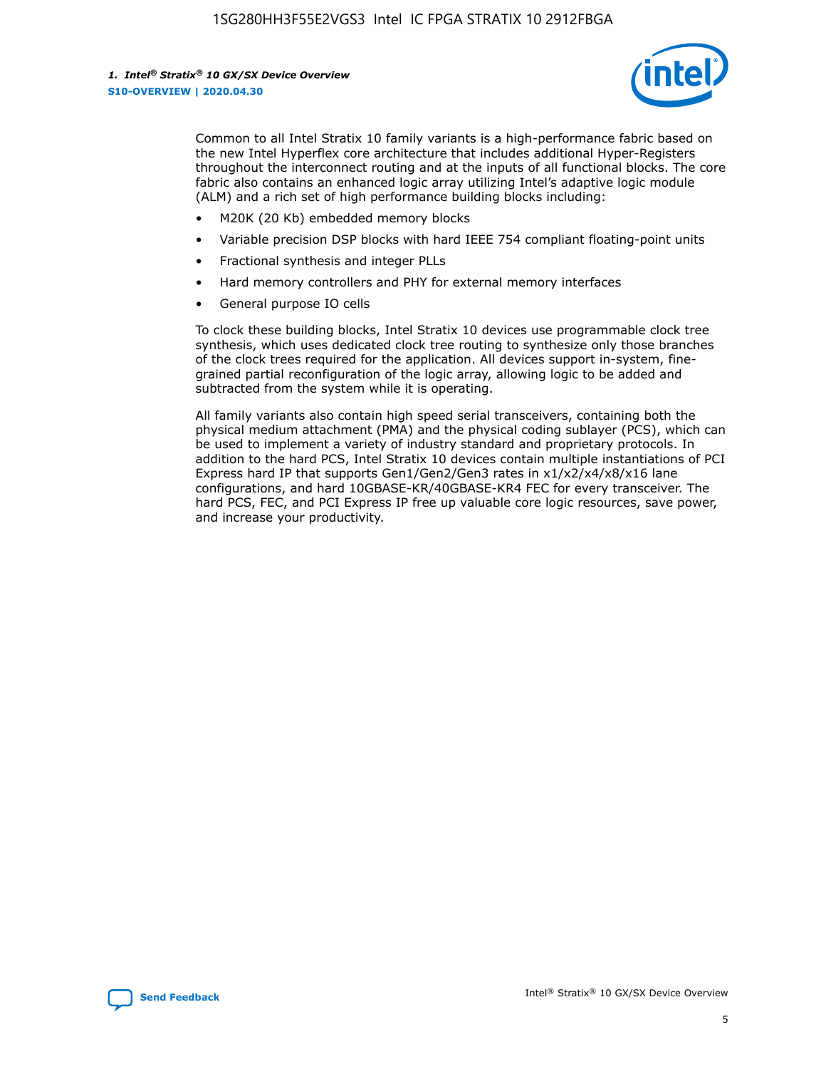Common to all Intel Stratix 10 family variants is a high-performance fabric based on the new Intel Hyperflex core architecture that includes additional Hyper-Registers throughout the interconnect routing and at the inputs of all functional blocks. The core fabric also contains an enhanced logic array utilizing Intel's adaptive logic module (ALM) and a rich set of high performance building blocks including:

- M20K (20 Kb) embedded memory blocks
- Variable precision DSP blocks with hard IEEE 754 compliant floating-point units
- Fractional synthesis and integer PLLs
- Hard memory controllers and PHY for external memory interfaces
- General purpose IO cells

To clock these building blocks, Intel Stratix 10 devices use programmable clock tree synthesis, which uses dedicated clock tree routing to synthesize only those branches of the clock trees required for the application. All devices support in-system, fine-grained partial reconfiguration of the logic array, allowing logic to be added and subtracted from the system while it is operating.

All family variants also contain high speed serial transceivers, containing both the physical medium attachment (PMA) and the physical coding sublayer (PCS), which can be used to implement a variety of industry standard and proprietary protocols. In addition to the hard PCS, Intel Stratix 10 devices contain multiple instantiations of PCI Express hard IP that supports Gen1/Gen2/Gen3 rates in x1/x2/x4/x8/x16 lane configurations, and hard 10GBASE-KR/40GBASE-KR4 FEC for every transceiver. The hard PCS, FEC, and PCI Express IP free up valuable core logic resources, save power, and increase your productivity.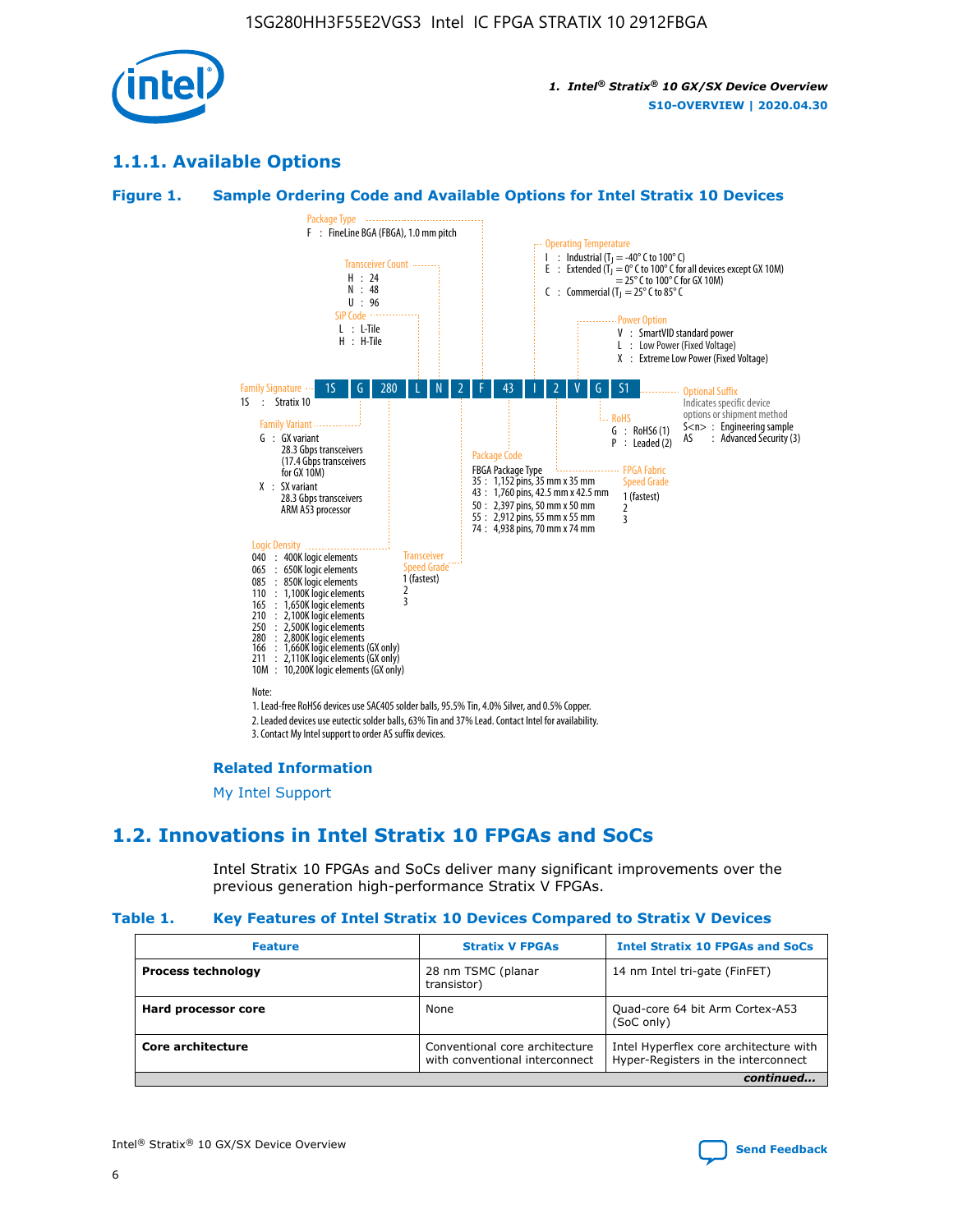## 1.1.1. Available Options

### Figure 1. Sample Ordering Code and Available Options for Intel Stratix 10 Devices

Sample ordering code: 1S G 280 L N 2 F 43 I 2 V G S1

**Family Signature**
- 1S : Stratix 10

**Family Variant**
- G : GX variant, 28.3 Gbps transceivers (17.4 Gbps transceivers for GX 10M)
- X : SX variant, 28.3 Gbps transceivers, ARM A53 processor

**Logic Density**
- 040 : 400K logic elements
- 065 : 650K logic elements
- 085 : 850K logic elements
- 110 : 1,100K logic elements
- 165 : 1,650K logic elements
- 210 : 2,100K logic elements
- 250 : 2,500K logic elements
- 280 : 2,800K logic elements
- 166 : 1,660K logic elements (GX only)
- 211 : 2,110K logic elements (GX only)
- 10M : 10,200K logic elements (GX only)

**SiP Code**
- L : L-Tile
- H : H-Tile

**Transceiver Count**
- H : 24
- N : 48
- U : 96

**Transceiver Speed Grade**
- 1 (fastest)
- 2
- 3

**Package Type**
- F : FineLine BGA (FBGA), 1.0 mm pitch

**Package Code**
FBGA Package Type
- 35 : 1,152 pins, 35 mm x 35 mm
- 43 : 1,760 pins, 42.5 mm x 42.5 mm
- 50 : 2,397 pins, 50 mm x 50 mm
- 55 : 2,912 pins, 55 mm x 55 mm
- 74 : 4,938 pins, 70 mm x 74 mm

**Operating Temperature**
- I : Industrial ($T_J$ = -40° C to 100° C)
- E : Extended ($T_J$ = 0° C to 100° C for all devices except GX 10M) = 25° C to 100° C for GX 10M)
- C : Commercial ($T_J$ = 25° C to 85° C

**FPGA Fabric Speed Grade**
- 1 (fastest)
- 2
- 3

**Power Option**
- V : SmartVID standard power
- L : Low Power (Fixed Voltage)
- X : Extreme Low Power (Fixed Voltage)

**RoHS**
- G : RoHS6 (1)
- P : Leaded (2)

**Optional Suffix**
Indicates specific device options or shipment method
- S<n> : Engineering sample
- AS : Advanced Security (3)

Note:
1. Lead-free RoHS6 devices use SAC405 solder balls, 95.5% Tin, 4.0% Silver, and 0.5% Copper.
2. Leaded devices use eutectic solder balls, 63% Tin and 37% Lead. Contact Intel for availability.
3. Contact My Intel support to order AS suffix devices.

#### Related Information

My Intel Support

## 1.2. Innovations in Intel Stratix 10 FPGAs and SoCs

Intel Stratix 10 FPGAs and SoCs deliver many significant improvements over the previous generation high-performance Stratix V FPGAs.

### Table 1. Key Features of Intel Stratix 10 Devices Compared to Stratix V Devices

| Feature | Stratix V FPGAs | Intel Stratix 10 FPGAs and SoCs |
|---|---|---|
| **Process technology** | 28 nm TSMC (planar transistor) | 14 nm Intel tri-gate (FinFET) |
| **Hard processor core** | None | Quad-core 64 bit Arm Cortex-A53 (SoC only) |
| **Core architecture** | Conventional core architecture with conventional interconnect | Intel Hyperflex core architecture with Hyper-Registers in the interconnect |

*continued...*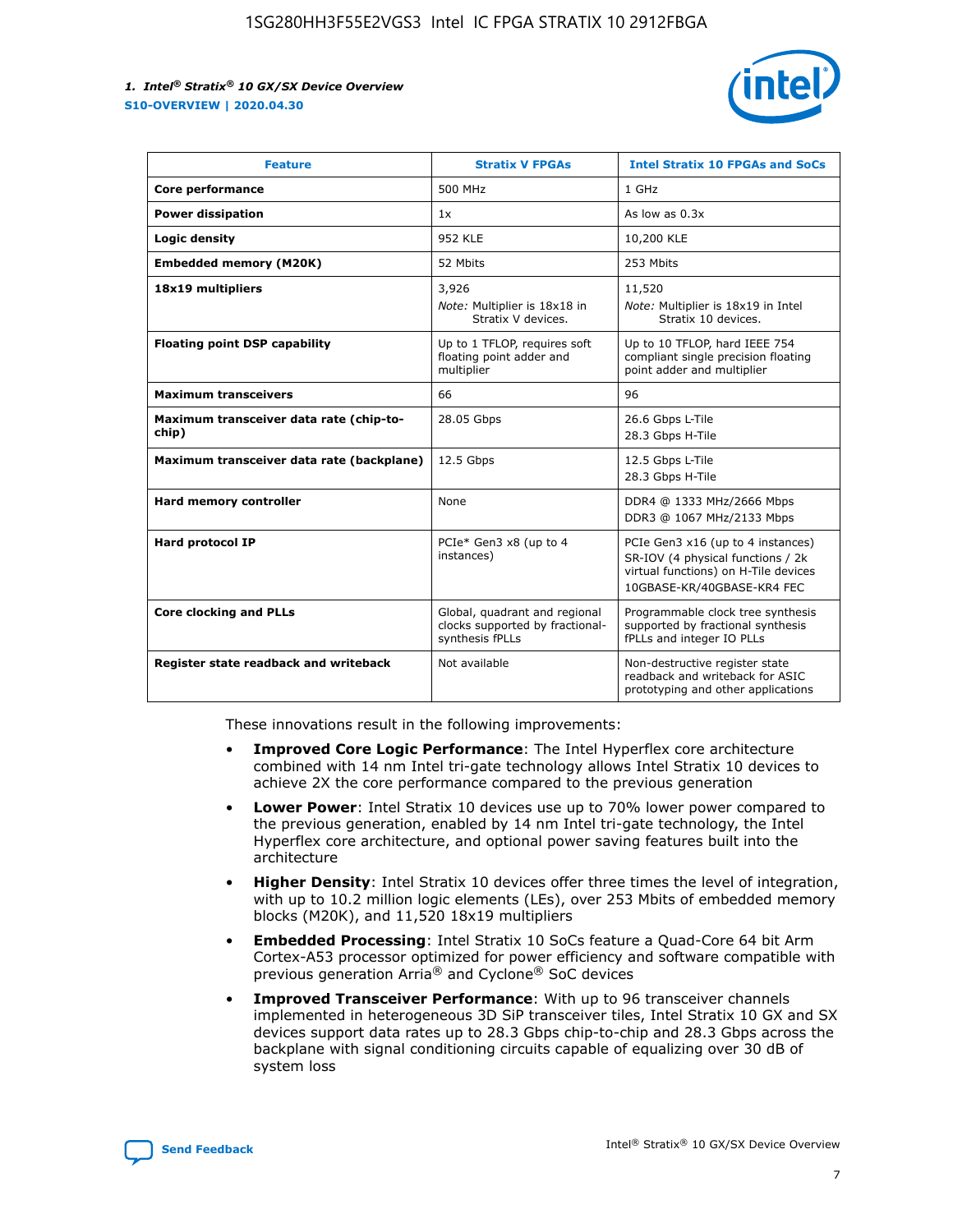| Feature | Stratix V FPGAs | Intel Stratix 10 FPGAs and SoCs |
| --- | --- | --- |
| **Core performance** | 500 MHz | 1 GHz |
| **Power dissipation** | 1x | As low as 0.3x |
| **Logic density** | 952 KLE | 10,200 KLE |
| **Embedded memory (M20K)** | 52 Mbits | 253 Mbits |
| **18x19 multipliers** | 3,926<br>*Note:* Multiplier is 18x18 in Stratix V devices. | 11,520<br>*Note:* Multiplier is 18x19 in Intel Stratix 10 devices. |
| **Floating point DSP capability** | Up to 1 TFLOP, requires soft floating point adder and multiplier | Up to 10 TFLOP, hard IEEE 754 compliant single precision floating point adder and multiplier |
| **Maximum transceivers** | 66 | 96 |
| **Maximum transceiver data rate (chip-to-chip)** | 28.05 Gbps | 26.6 Gbps L-Tile<br>28.3 Gbps H-Tile |
| **Maximum transceiver data rate (backplane)** | 12.5 Gbps | 12.5 Gbps L-Tile<br>28.3 Gbps H-Tile |
| **Hard memory controller** | None | DDR4 @ 1333 MHz/2666 Mbps<br>DDR3 @ 1067 MHz/2133 Mbps |
| **Hard protocol IP** | PCIe* Gen3 x8 (up to 4 instances) | PCIe Gen3 x16 (up to 4 instances)<br>SR-IOV (4 physical functions / 2k virtual functions) on H-Tile devices<br>10GBASE-KR/40GBASE-KR4 FEC |
| **Core clocking and PLLs** | Global, quadrant and regional clocks supported by fractional-synthesis fPLLs | Programmable clock tree synthesis supported by fractional synthesis fPLLs and integer IO PLLs |
| **Register state readback and writeback** | Not available | Non-destructive register state readback and writeback for ASIC prototyping and other applications |

These innovations result in the following improvements:

- **Improved Core Logic Performance**: The Intel Hyperflex core architecture combined with 14 nm Intel tri-gate technology allows Intel Stratix 10 devices to achieve 2X the core performance compared to the previous generation
- **Lower Power**: Intel Stratix 10 devices use up to 70% lower power compared to the previous generation, enabled by 14 nm Intel tri-gate technology, the Intel Hyperflex core architecture, and optional power saving features built into the architecture
- **Higher Density**: Intel Stratix 10 devices offer three times the level of integration, with up to 10.2 million logic elements (LEs), over 253 Mbits of embedded memory blocks (M20K), and 11,520 18x19 multipliers
- **Embedded Processing**: Intel Stratix 10 SoCs feature a Quad-Core 64 bit Arm Cortex-A53 processor optimized for power efficiency and software compatible with previous generation Arria® and Cyclone® SoC devices
- **Improved Transceiver Performance**: With up to 96 transceiver channels implemented in heterogeneous 3D SiP transceiver tiles, Intel Stratix 10 GX and SX devices support data rates up to 28.3 Gbps chip-to-chip and 28.3 Gbps across the backplane with signal conditioning circuits capable of equalizing over 30 dB of system loss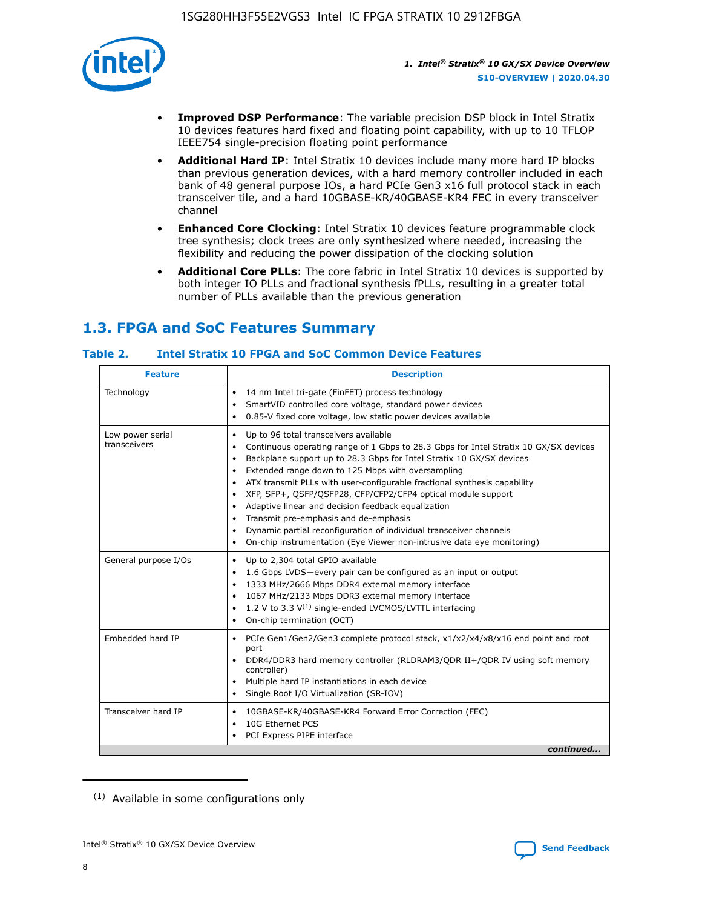- **Improved DSP Performance**: The variable precision DSP block in Intel Stratix 10 devices features hard fixed and floating point capability, with up to 10 TFLOP IEEE754 single-precision floating point performance
- **Additional Hard IP**: Intel Stratix 10 devices include many more hard IP blocks than previous generation devices, with a hard memory controller included in each bank of 48 general purpose IOs, a hard PCIe Gen3 x16 full protocol stack in each transceiver tile, and a hard 10GBASE-KR/40GBASE-KR4 FEC in every transceiver channel
- **Enhanced Core Clocking**: Intel Stratix 10 devices feature programmable clock tree synthesis; clock trees are only synthesized where needed, increasing the flexibility and reducing the power dissipation of the clocking solution
- **Additional Core PLLs**: The core fabric in Intel Stratix 10 devices is supported by both integer IO PLLs and fractional synthesis fPLLs, resulting in a greater total number of PLLs available than the previous generation

## 1.3. FPGA and SoC Features Summary

### Table 2. Intel Stratix 10 FPGA and SoC Common Device Features

| Feature | Description |
|---|---|
| Technology | • 14 nm Intel tri-gate (FinFET) process technology<br>• SmartVID controlled core voltage, standard power devices<br>• 0.85-V fixed core voltage, low static power devices available |
| Low power serial transceivers | • Up to 96 total transceivers available<br>• Continuous operating range of 1 Gbps to 28.3 Gbps for Intel Stratix 10 GX/SX devices<br>• Backplane support up to 28.3 Gbps for Intel Stratix 10 GX/SX devices<br>• Extended range down to 125 Mbps with oversampling<br>• ATX transmit PLLs with user-configurable fractional synthesis capability<br>• XFP, SFP+, QSFP/QSFP28, CFP/CFP2/CFP4 optical module support<br>• Adaptive linear and decision feedback equalization<br>• Transmit pre-emphasis and de-emphasis<br>• Dynamic partial reconfiguration of individual transceiver channels<br>• On-chip instrumentation (Eye Viewer non-intrusive data eye monitoring) |
| General purpose I/Os | • Up to 2,304 total GPIO available<br>• 1.6 Gbps LVDS—every pair can be configured as an input or output<br>• 1333 MHz/2666 Mbps DDR4 external memory interface<br>• 1067 MHz/2133 Mbps DDR3 external memory interface<br>• 1.2 V to 3.3 V[(1)] single-ended LVCMOS/LVTTL interfacing<br>• On-chip termination (OCT) |
| Embedded hard IP | • PCIe Gen1/Gen2/Gen3 complete protocol stack, x1/x2/x4/x8/x16 end point and root port<br>• DDR4/DDR3 hard memory controller (RLDRAM3/QDR II+/QDR IV using soft memory controller)<br>• Multiple hard IP instantiations in each device<br>• Single Root I/O Virtualization (SR-IOV) |
| Transceiver hard IP | • 10GBASE-KR/40GBASE-KR4 Forward Error Correction (FEC)<br>• 10G Ethernet PCS<br>• PCI Express PIPE interface |

*continued...*

(1) Available in some configurations only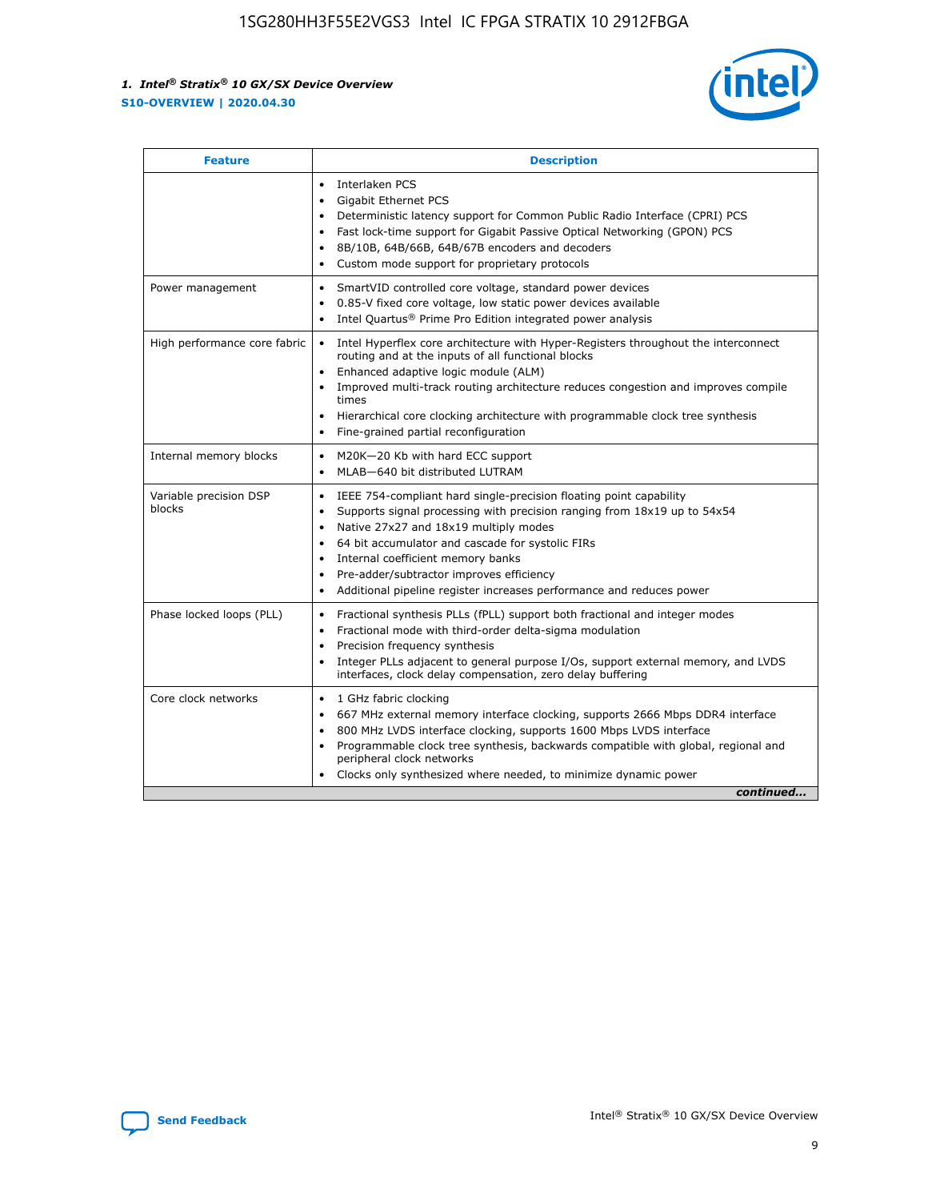| Feature | Description |
| --- | --- |
| | • Interlaken PCS<br>• Gigabit Ethernet PCS<br>• Deterministic latency support for Common Public Radio Interface (CPRI) PCS<br>• Fast lock-time support for Gigabit Passive Optical Networking (GPON) PCS<br>• 8B/10B, 64B/66B, 64B/67B encoders and decoders<br>• Custom mode support for proprietary protocols |
| Power management | • SmartVID controlled core voltage, standard power devices<br>• 0.85-V fixed core voltage, low static power devices available<br>• Intel Quartus® Prime Pro Edition integrated power analysis |
| High performance core fabric | • Intel Hyperflex core architecture with Hyper-Registers throughout the interconnect routing and at the inputs of all functional blocks<br>• Enhanced adaptive logic module (ALM)<br>• Improved multi-track routing architecture reduces congestion and improves compile times<br>• Hierarchical core clocking architecture with programmable clock tree synthesis<br>• Fine-grained partial reconfiguration |
| Internal memory blocks | • M20K—20 Kb with hard ECC support<br>• MLAB—640 bit distributed LUTRAM |
| Variable precision DSP blocks | • IEEE 754-compliant hard single-precision floating point capability<br>• Supports signal processing with precision ranging from 18x19 up to 54x54<br>• Native 27x27 and 18x19 multiply modes<br>• 64 bit accumulator and cascade for systolic FIRs<br>• Internal coefficient memory banks<br>• Pre-adder/subtractor improves efficiency<br>• Additional pipeline register increases performance and reduces power |
| Phase locked loops (PLL) | • Fractional synthesis PLLs (fPLL) support both fractional and integer modes<br>• Fractional mode with third-order delta-sigma modulation<br>• Precision frequency synthesis<br>• Integer PLLs adjacent to general purpose I/Os, support external memory, and LVDS interfaces, clock delay compensation, zero delay buffering |
| Core clock networks | • 1 GHz fabric clocking<br>• 667 MHz external memory interface clocking, supports 2666 Mbps DDR4 interface<br>• 800 MHz LVDS interface clocking, supports 1600 Mbps LVDS interface<br>• Programmable clock tree synthesis, backwards compatible with global, regional and peripheral clock networks<br>• Clocks only synthesized where needed, to minimize dynamic power |

*continued...*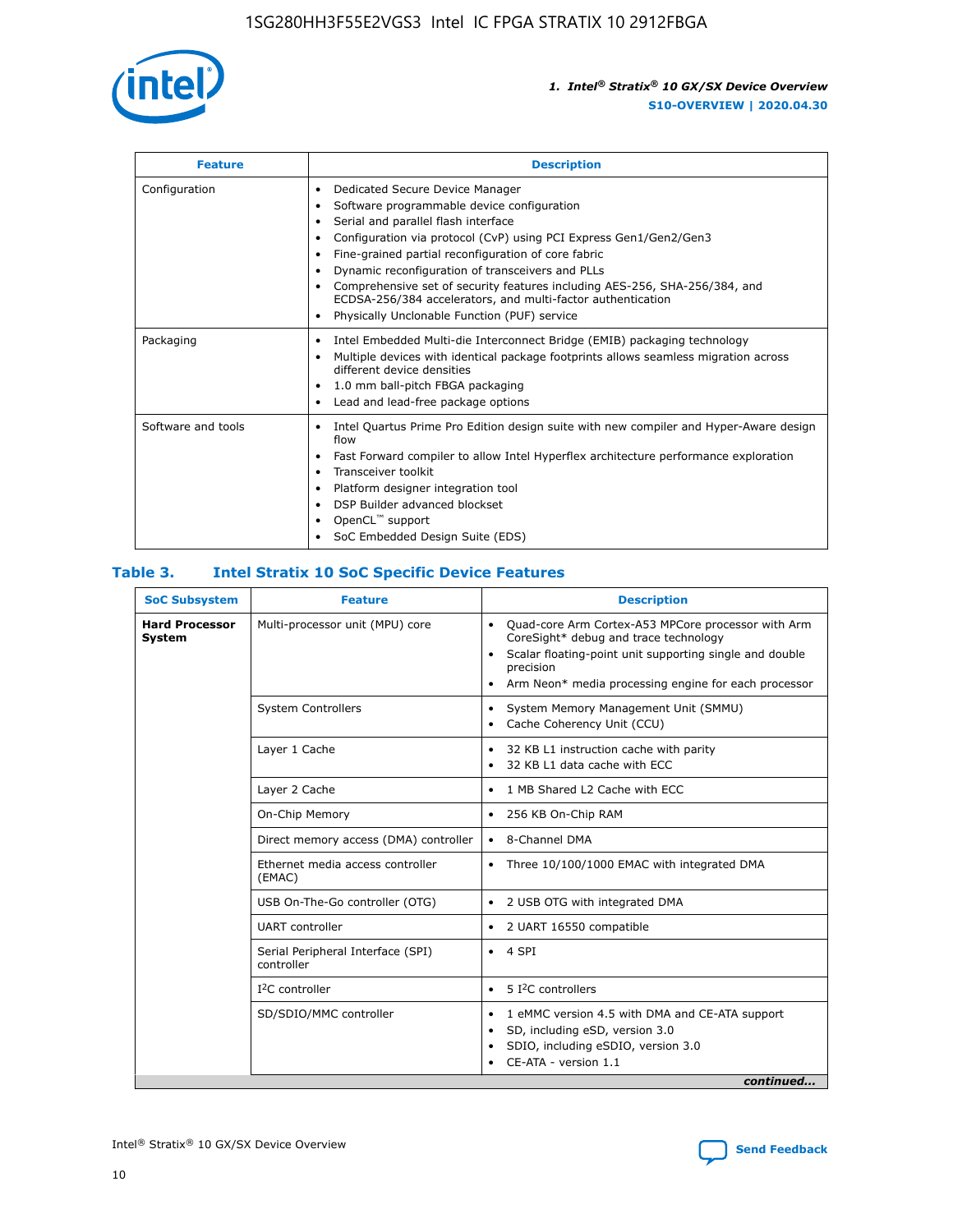| Feature | Description |
| --- | --- |
| Configuration | • Dedicated Secure Device Manager<br>• Software programmable device configuration<br>• Serial and parallel flash interface<br>• Configuration via protocol (CvP) using PCI Express Gen1/Gen2/Gen3<br>• Fine-grained partial reconfiguration of core fabric<br>• Dynamic reconfiguration of transceivers and PLLs<br>• Comprehensive set of security features including AES-256, SHA-256/384, and ECDSA-256/384 accelerators, and multi-factor authentication<br>• Physically Unclonable Function (PUF) service |
| Packaging | • Intel Embedded Multi-die Interconnect Bridge (EMIB) packaging technology<br>• Multiple devices with identical package footprints allows seamless migration across different device densities<br>• 1.0 mm ball-pitch FBGA packaging<br>• Lead and lead-free package options |
| Software and tools | • Intel Quartus Prime Pro Edition design suite with new compiler and Hyper-Aware design flow<br>• Fast Forward compiler to allow Intel Hyperflex architecture performance exploration<br>• Transceiver toolkit<br>• Platform designer integration tool<br>• DSP Builder advanced blockset<br>• OpenCL™ support<br>• SoC Embedded Design Suite (EDS) |

## Table 3. Intel Stratix 10 SoC Specific Device Features

| SoC Subsystem | Feature | Description |
| --- | --- | --- |
| **Hard Processor System** | Multi-processor unit (MPU) core | • Quad-core Arm Cortex-A53 MPCore processor with Arm CoreSight* debug and trace technology<br>• Scalar floating-point unit supporting single and double precision<br>• Arm Neon* media processing engine for each processor |
| | System Controllers | • System Memory Management Unit (SMMU)<br>• Cache Coherency Unit (CCU) |
| | Layer 1 Cache | • 32 KB L1 instruction cache with parity<br>• 32 KB L1 data cache with ECC |
| | Layer 2 Cache | • 1 MB Shared L2 Cache with ECC |
| | On-Chip Memory | • 256 KB On-Chip RAM |
| | Direct memory access (DMA) controller | • 8-Channel DMA |
| | Ethernet media access controller (EMAC) | • Three 10/100/1000 EMAC with integrated DMA |
| | USB On-The-Go controller (OTG) | • 2 USB OTG with integrated DMA |
| | UART controller | • 2 UART 16550 compatible |
| | Serial Peripheral Interface (SPI) controller | • 4 SPI |
| | I²C controller | • 5 I²C controllers |
| | SD/SDIO/MMC controller | • 1 eMMC version 4.5 with DMA and CE-ATA support<br>• SD, including eSD, version 3.0<br>• SDIO, including eSDIO, version 3.0<br>• CE-ATA - version 1.1 |

*continued...*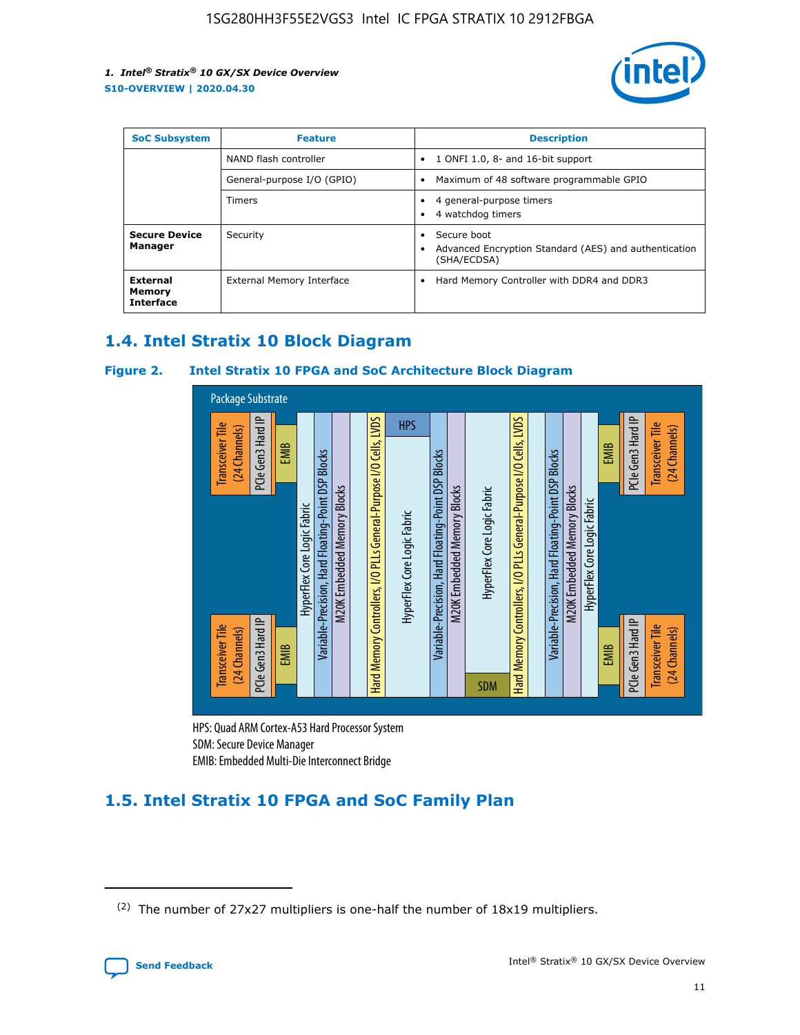| SoC Subsystem | Feature | Description |
| --- | --- | --- |
| | NAND flash controller | • 1 ONFI 1.0, 8- and 16-bit support |
| | General-purpose I/O (GPIO) | • Maximum of 48 software programmable GPIO |
| | Timers | • 4 general-purpose timers<br>• 4 watchdog timers |
| **Secure Device Manager** | Security | • Secure boot<br>• Advanced Encryption Standard (AES) and authentication (SHA/ECDSA) |
| **External Memory Interface** | External Memory Interface | • Hard Memory Controller with DDR4 and DDR3 |

## 1.4. Intel Stratix 10 Block Diagram

**Figure 2. Intel Stratix 10 FPGA and SoC Architecture Block Diagram**

Package Substrate

Transceiver Tile (24 Channels) | PCIe Gen3 Hard IP | EMIB | HyperFlex Core Logic Fabric | Variable-Precision, Hard Floating-Point DSP Blocks | M20K Embedded Memory Blocks | Hard Memory Controllers, I/O PLLs General-Purpose I/O Cells, LVDS | HPS | HyperFlex Core Logic Fabric | SDM

HPS: Quad ARM Cortex-A53 Hard Processor System
SDM: Secure Device Manager
EMIB: Embedded Multi-Die Interconnect Bridge

## 1.5. Intel Stratix 10 FPGA and SoC Family Plan

(2) The number of 27x27 multipliers is one-half the number of 18x19 multipliers.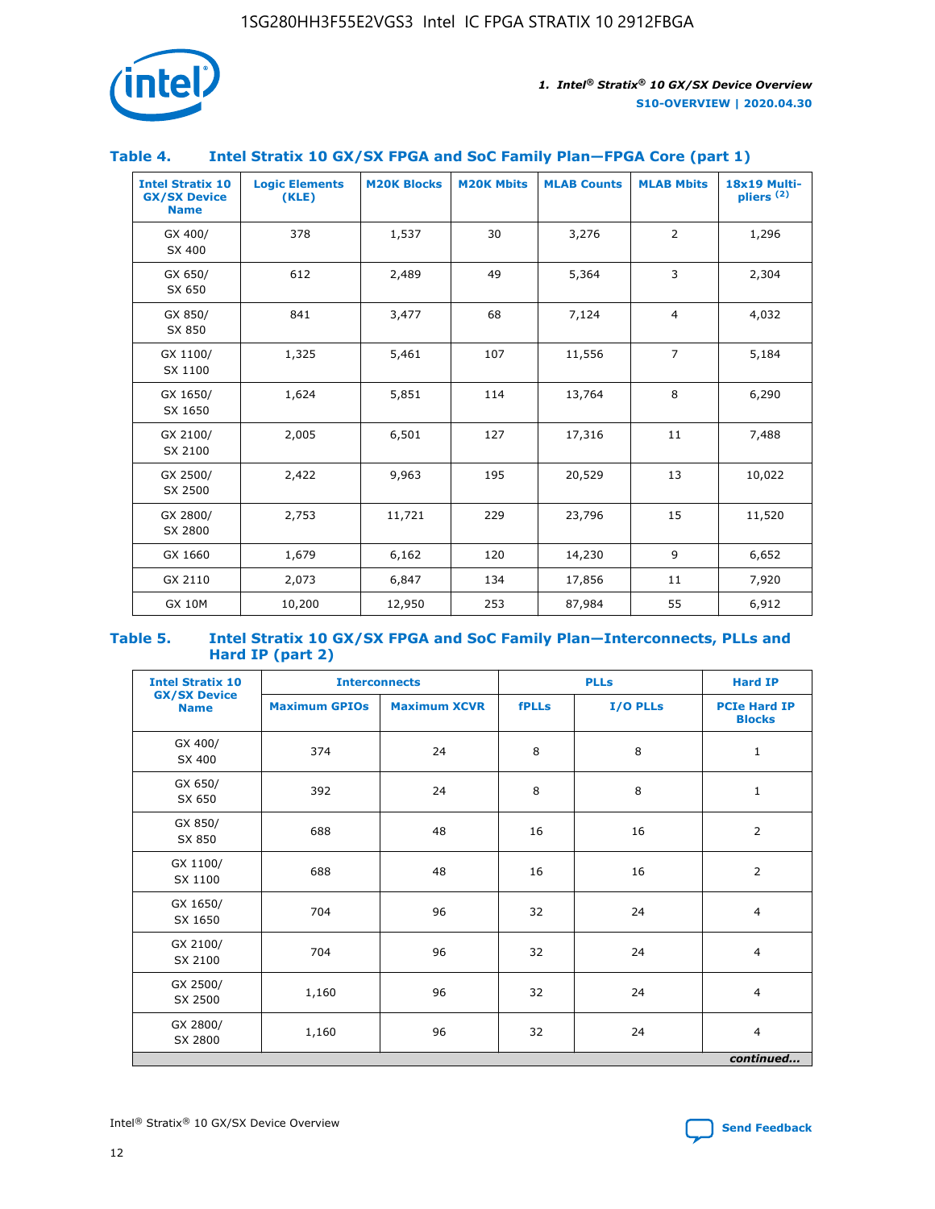## Table 4. Intel Stratix 10 GX/SX FPGA and SoC Family Plan—FPGA Core (part 1)

| Intel Stratix 10 GX/SX Device Name | Logic Elements (KLE) | M20K Blocks | M20K Mbits | MLAB Counts | MLAB Mbits | 18x19 Multi-pliers (2) |
|---|---|---|---|---|---|---|
| GX 400/ SX 400 | 378 | 1,537 | 30 | 3,276 | 2 | 1,296 |
| GX 650/ SX 650 | 612 | 2,489 | 49 | 5,364 | 3 | 2,304 |
| GX 850/ SX 850 | 841 | 3,477 | 68 | 7,124 | 4 | 4,032 |
| GX 1100/ SX 1100 | 1,325 | 5,461 | 107 | 11,556 | 7 | 5,184 |
| GX 1650/ SX 1650 | 1,624 | 5,851 | 114 | 13,764 | 8 | 6,290 |
| GX 2100/ SX 2100 | 2,005 | 6,501 | 127 | 17,316 | 11 | 7,488 |
| GX 2500/ SX 2500 | 2,422 | 9,963 | 195 | 20,529 | 13 | 10,022 |
| GX 2800/ SX 2800 | 2,753 | 11,721 | 229 | 23,796 | 15 | 11,520 |
| GX 1660 | 1,679 | 6,162 | 120 | 14,230 | 9 | 6,652 |
| GX 2110 | 2,073 | 6,847 | 134 | 17,856 | 11 | 7,920 |
| GX 10M | 10,200 | 12,950 | 253 | 87,984 | 55 | 6,912 |

## Table 5. Intel Stratix 10 GX/SX FPGA and SoC Family Plan—Interconnects, PLLs and Hard IP (part 2)

| Intel Stratix 10 GX/SX Device Name | Interconnects | | PLLs | | Hard IP |
|---|---|---|---|---|---|
| | Maximum GPIOs | Maximum XCVR | fPLLs | I/O PLLs | PCIe Hard IP Blocks |
| GX 400/ SX 400 | 374 | 24 | 8 | 8 | 1 |
| GX 650/ SX 650 | 392 | 24 | 8 | 8 | 1 |
| GX 850/ SX 850 | 688 | 48 | 16 | 16 | 2 |
| GX 1100/ SX 1100 | 688 | 48 | 16 | 16 | 2 |
| GX 1650/ SX 1650 | 704 | 96 | 32 | 24 | 4 |
| GX 2100/ SX 2100 | 704 | 96 | 32 | 24 | 4 |
| GX 2500/ SX 2500 | 1,160 | 96 | 32 | 24 | 4 |
| GX 2800/ SX 2800 | 1,160 | 96 | 32 | 24 | 4 |

*continued...*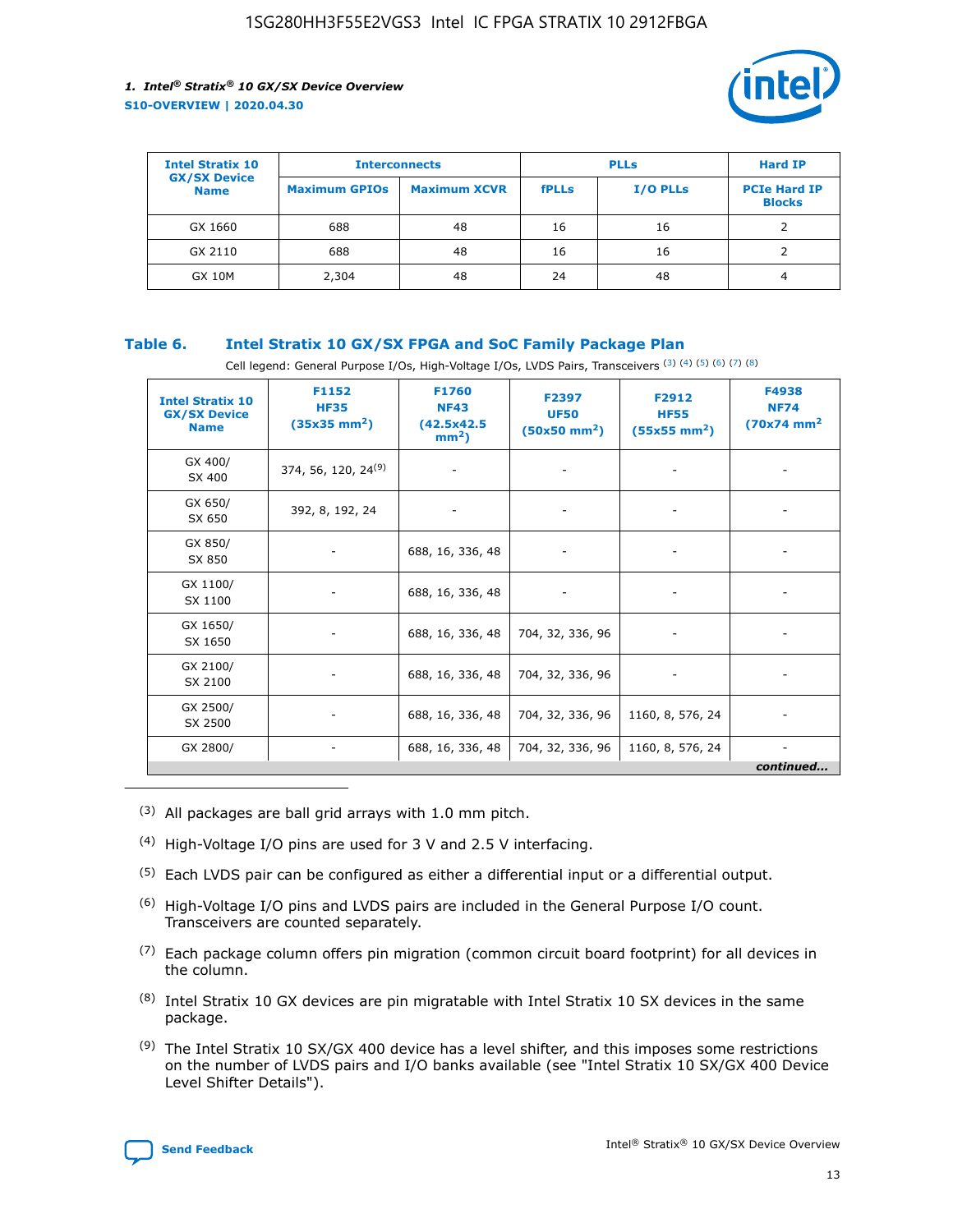| Intel Stratix 10 GX/SX Device Name | Interconnects | | PLLs | | Hard IP |
|---|---|---|---|---|---|
| | Maximum GPIOs | Maximum XCVR | fPLLs | I/O PLLs | PCIe Hard IP Blocks |
| GX 1660 | 688 | 48 | 16 | 16 | 2 |
| GX 2110 | 688 | 48 | 16 | 16 | 2 |
| GX 10M | 2,304 | 48 | 24 | 48 | 4 |

**Table 6. Intel Stratix 10 GX/SX FPGA and SoC Family Package Plan**

Cell legend: General Purpose I/Os, High-Voltage I/Os, LVDS Pairs, Transceivers (3) (4) (5) (6) (7) (8)

| Intel Stratix 10 GX/SX Device Name | F1152 HF35 (35x35 mm²) | F1760 NF43 (42.5x42.5 mm²) | F2397 UF50 (50x50 mm²) | F2912 HF55 (55x55 mm²) | F4938 NF74 (70x74 mm² |
|---|---|---|---|---|---|
| GX 400/ SX 400 | 374, 56, 120, 24(9) | - | - | - | - |
| GX 650/ SX 650 | 392, 8, 192, 24 | - | - | - | - |
| GX 850/ SX 850 | - | 688, 16, 336, 48 | - | - | - |
| GX 1100/ SX 1100 | - | 688, 16, 336, 48 | - | - | - |
| GX 1650/ SX 1650 | - | 688, 16, 336, 48 | 704, 32, 336, 96 | - | - |
| GX 2100/ SX 2100 | - | 688, 16, 336, 48 | 704, 32, 336, 96 | - | - |
| GX 2500/ SX 2500 | - | 688, 16, 336, 48 | 704, 32, 336, 96 | 1160, 8, 576, 24 | - |
| GX 2800/ | - | 688, 16, 336, 48 | 704, 32, 336, 96 | 1160, 8, 576, 24 | - |

*continued...*

(3) All packages are ball grid arrays with 1.0 mm pitch.

(4) High-Voltage I/O pins are used for 3 V and 2.5 V interfacing.

(5) Each LVDS pair can be configured as either a differential input or a differential output.

(6) High-Voltage I/O pins and LVDS pairs are included in the General Purpose I/O count. Transceivers are counted separately.

(7) Each package column offers pin migration (common circuit board footprint) for all devices in the column.

(8) Intel Stratix 10 GX devices are pin migratable with Intel Stratix 10 SX devices in the same package.

(9) The Intel Stratix 10 SX/GX 400 device has a level shifter, and this imposes some restrictions on the number of LVDS pairs and I/O banks available (see "Intel Stratix 10 SX/GX 400 Device Level Shifter Details").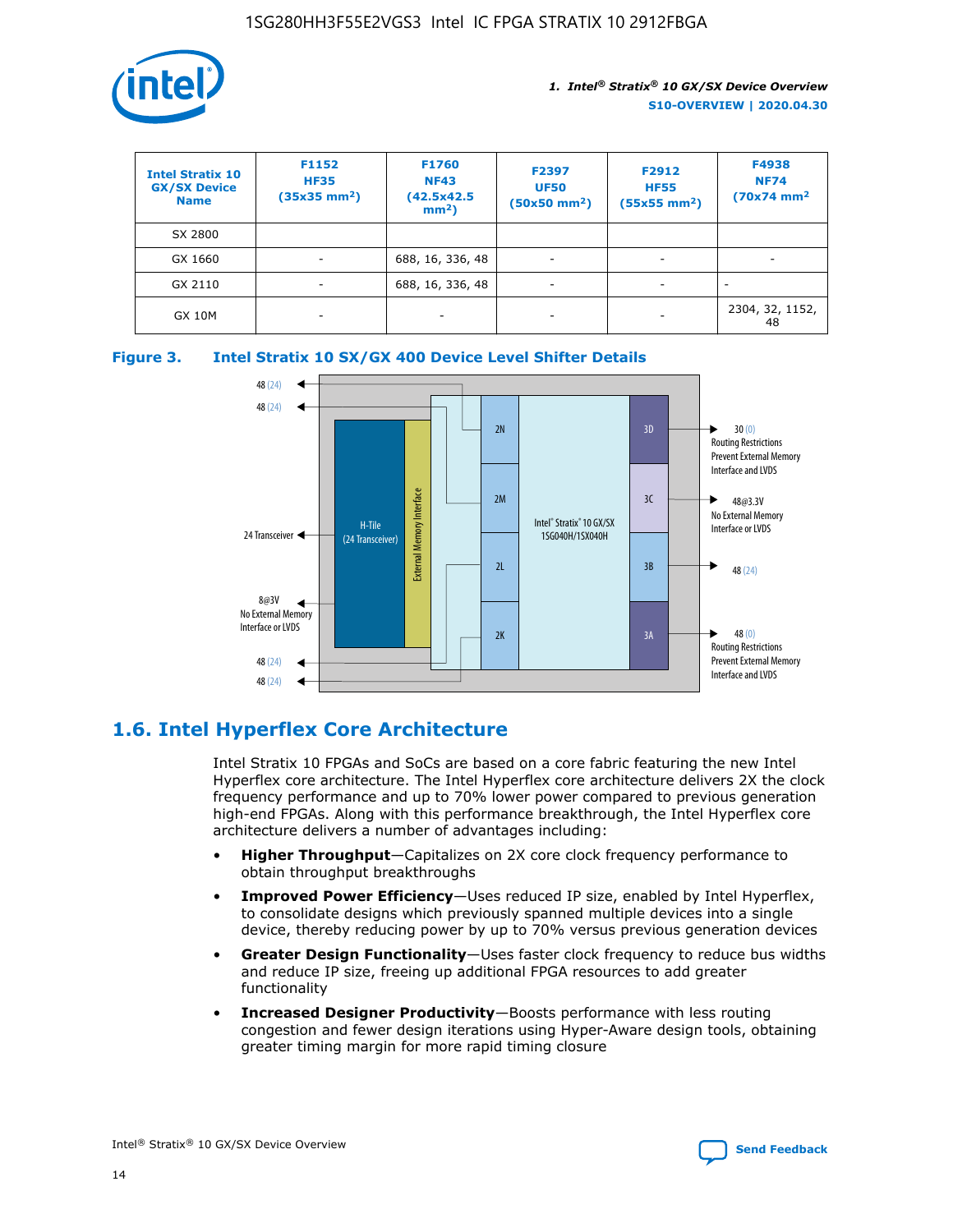| Intel Stratix 10 GX/SX Device Name | F1152 HF35 (35x35 mm²) | F1760 NF43 (42.5x42.5 mm²) | F2397 UF50 (50x50 mm²) | F2912 HF55 (55x55 mm²) | F4938 NF74 (70x74 mm² |
|---|---|---|---|---|---|
| SX 2800 | | | | | |
| GX 1660 | - | 688, 16, 336, 48 | - | - | - |
| GX 2110 | - | 688, 16, 336, 48 | - | - | - |
| GX 10M | - | - | - | - | 2304, 32, 1152, 48 |

**Figure 3. Intel Stratix 10 SX/GX 400 Device Level Shifter Details**

## 1.6. Intel Hyperflex Core Architecture

Intel Stratix 10 FPGAs and SoCs are based on a core fabric featuring the new Intel Hyperflex core architecture. The Intel Hyperflex core architecture delivers 2X the clock frequency performance and up to 70% lower power compared to previous generation high-end FPGAs. Along with this performance breakthrough, the Intel Hyperflex core architecture delivers a number of advantages including:

- **Higher Throughput**—Capitalizes on 2X core clock frequency performance to obtain throughput breakthroughs
- **Improved Power Efficiency**—Uses reduced IP size, enabled by Intel Hyperflex, to consolidate designs which previously spanned multiple devices into a single device, thereby reducing power by up to 70% versus previous generation devices
- **Greater Design Functionality**—Uses faster clock frequency to reduce bus widths and reduce IP size, freeing up additional FPGA resources to add greater functionality
- **Increased Designer Productivity**—Boosts performance with less routing congestion and fewer design iterations using Hyper-Aware design tools, obtaining greater timing margin for more rapid timing closure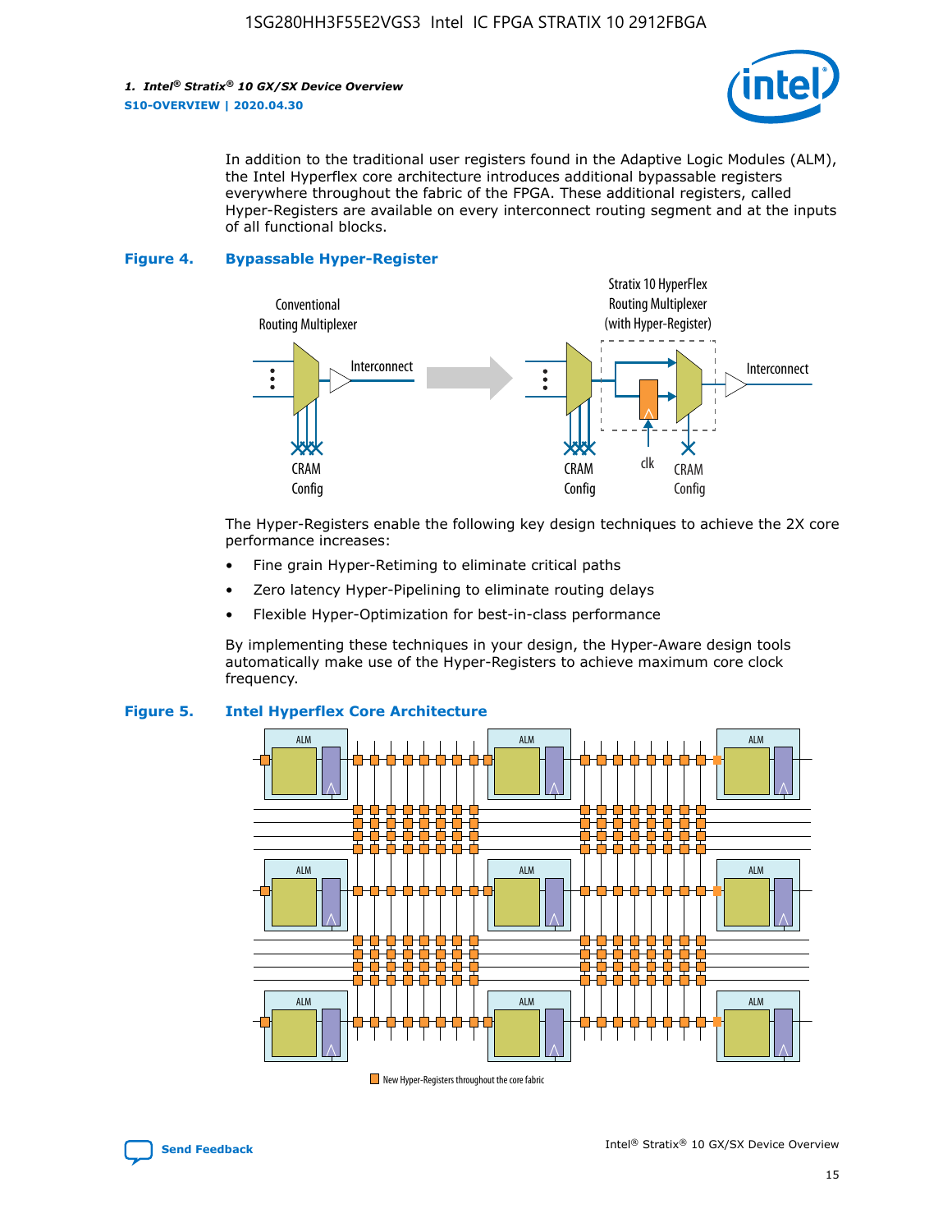In addition to the traditional user registers found in the Adaptive Logic Modules (ALM), the Intel Hyperflex core architecture introduces additional bypassable registers everywhere throughout the fabric of the FPGA. These additional registers, called Hyper-Registers are available on every interconnect routing segment and at the inputs of all functional blocks.

**Figure 4. Bypassable Hyper-Register**

The Hyper-Registers enable the following key design techniques to achieve the 2X core performance increases:

- Fine grain Hyper-Retiming to eliminate critical paths
- Zero latency Hyper-Pipelining to eliminate routing delays
- Flexible Hyper-Optimization for best-in-class performance

By implementing these techniques in your design, the Hyper-Aware design tools automatically make use of the Hyper-Registers to achieve maximum core clock frequency.

**Figure 5. Intel Hyperflex Core Architecture**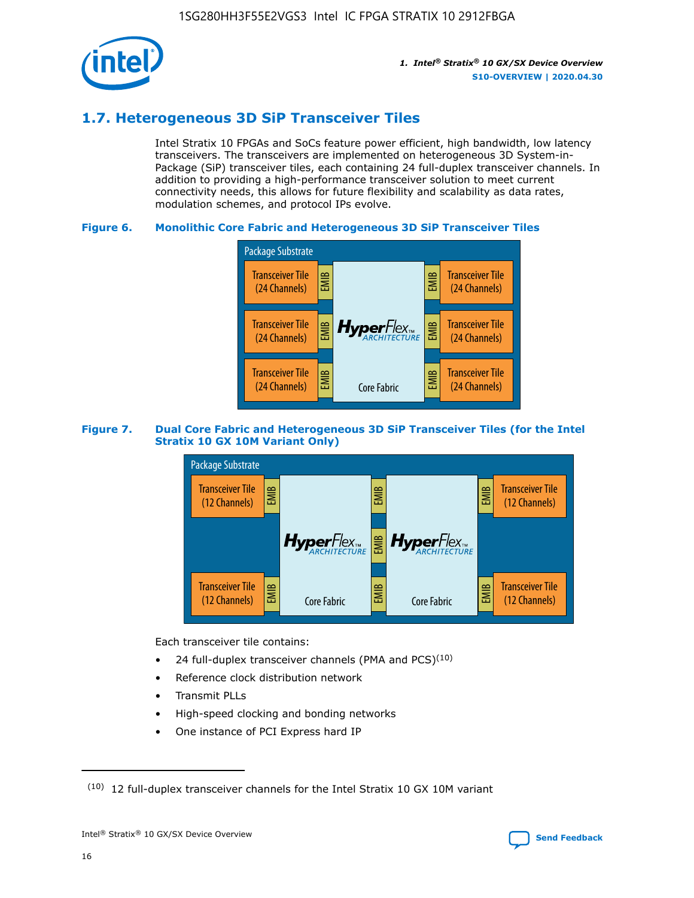## 1.7. Heterogeneous 3D SiP Transceiver Tiles

Intel Stratix 10 FPGAs and SoCs feature power efficient, high bandwidth, low latency transceivers. The transceivers are implemented on heterogeneous 3D System-in-Package (SiP) transceiver tiles, each containing 24 full-duplex transceiver channels. In addition to providing a high-performance transceiver solution to meet current connectivity needs, this allows for future flexibility and scalability as data rates, modulation schemes, and protocol IPs evolve.

**Figure 6. Monolithic Core Fabric and Heterogeneous 3D SiP Transceiver Tiles**

Package Substrate

Transceiver Tile (24 Channels) | EMIB | HyperFlex ARCHITECTURE Core Fabric | EMIB | Transceiver Tile (24 Channels)

**Figure 7. Dual Core Fabric and Heterogeneous 3D SiP Transceiver Tiles (for the Intel Stratix 10 GX 10M Variant Only)**

Package Substrate

Transceiver Tile (12 Channels) | EMIB | HyperFlex ARCHITECTURE Core Fabric | EMIB | HyperFlex ARCHITECTURE Core Fabric | EMIB | Transceiver Tile (12 Channels)

Each transceiver tile contains:

- 24 full-duplex transceiver channels (PMA and PCS)[10]
- Reference clock distribution network
- Transmit PLLs
- High-speed clocking and bonding networks
- One instance of PCI Express hard IP

(10) 12 full-duplex transceiver channels for the Intel Stratix 10 GX 10M variant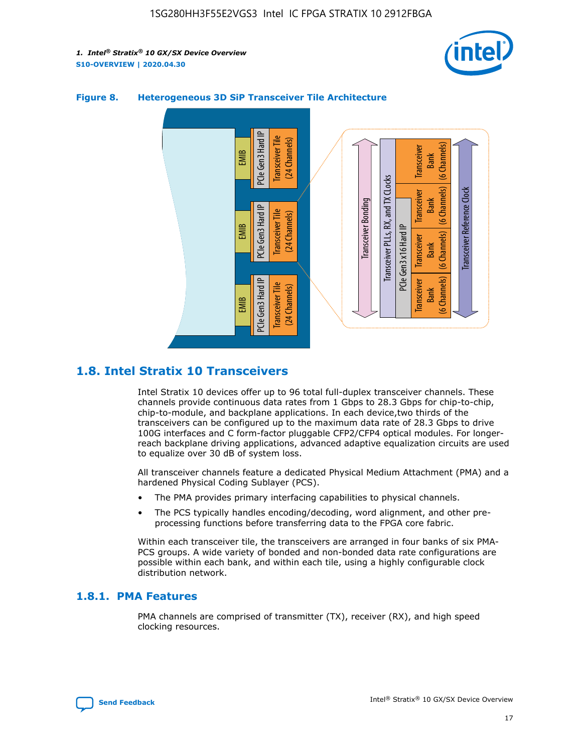**Figure 8. Heterogeneous 3D SiP Transceiver Tile Architecture**

## 1.8. Intel Stratix 10 Transceivers

Intel Stratix 10 devices offer up to 96 total full-duplex transceiver channels. These channels provide continuous data rates from 1 Gbps to 28.3 Gbps for chip-to-chip, chip-to-module, and backplane applications. In each device,two thirds of the transceivers can be configured up to the maximum data rate of 28.3 Gbps to drive 100G interfaces and C form-factor pluggable CFP2/CFP4 optical modules. For longer-reach backplane driving applications, advanced adaptive equalization circuits are used to equalize over 30 dB of system loss.

All transceiver channels feature a dedicated Physical Medium Attachment (PMA) and a hardened Physical Coding Sublayer (PCS).

- The PMA provides primary interfacing capabilities to physical channels.
- The PCS typically handles encoding/decoding, word alignment, and other pre-processing functions before transferring data to the FPGA core fabric.

Within each transceiver tile, the transceivers are arranged in four banks of six PMA-PCS groups. A wide variety of bonded and non-bonded data rate configurations are possible within each bank, and within each tile, using a highly configurable clock distribution network.

### 1.8.1. PMA Features

PMA channels are comprised of transmitter (TX), receiver (RX), and high speed clocking resources.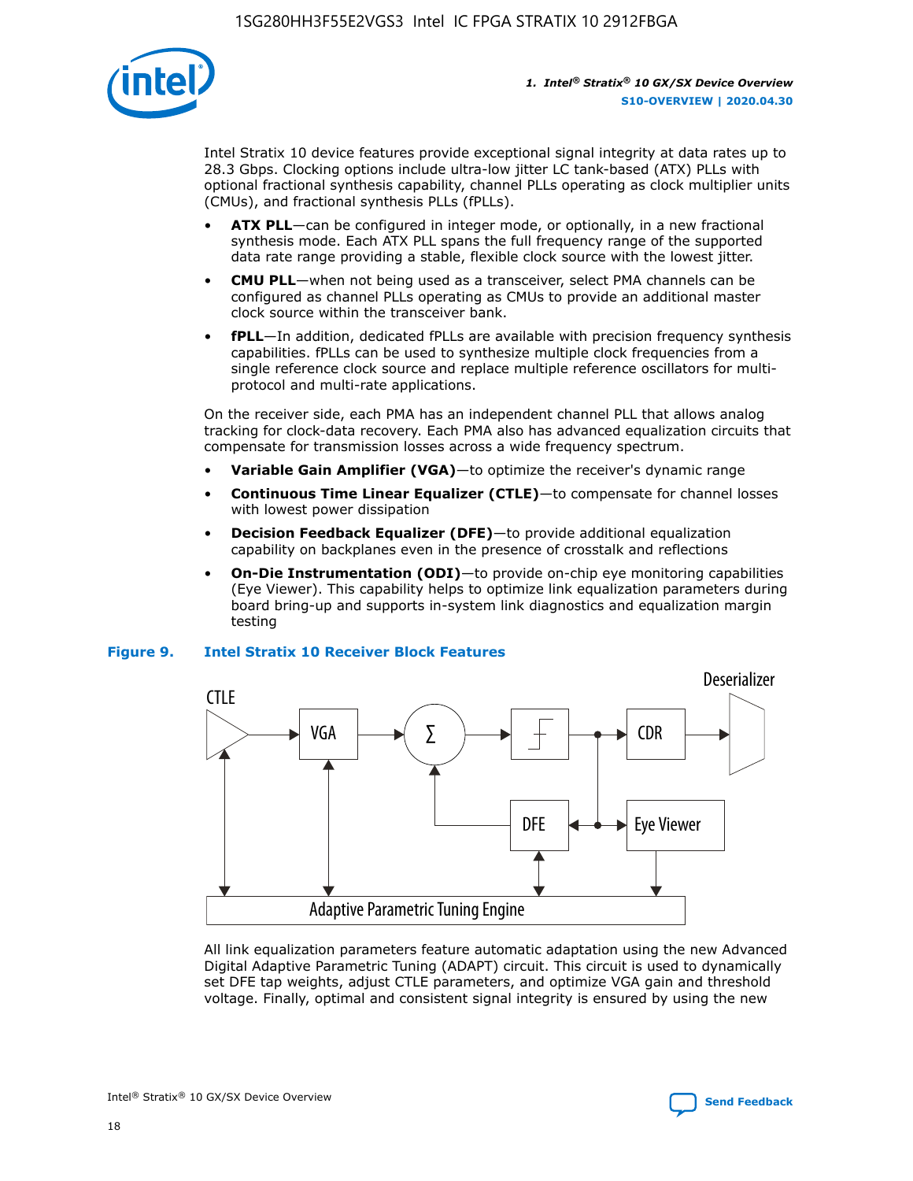Intel Stratix 10 device features provide exceptional signal integrity at data rates up to 28.3 Gbps. Clocking options include ultra-low jitter LC tank-based (ATX) PLLs with optional fractional synthesis capability, channel PLLs operating as clock multiplier units (CMUs), and fractional synthesis PLLs (fPLLs).

- **ATX PLL**—can be configured in integer mode, or optionally, in a new fractional synthesis mode. Each ATX PLL spans the full frequency range of the supported data rate range providing a stable, flexible clock source with the lowest jitter.
- **CMU PLL**—when not being used as a transceiver, select PMA channels can be configured as channel PLLs operating as CMUs to provide an additional master clock source within the transceiver bank.
- **fPLL**—In addition, dedicated fPLLs are available with precision frequency synthesis capabilities. fPLLs can be used to synthesize multiple clock frequencies from a single reference clock source and replace multiple reference oscillators for multi-protocol and multi-rate applications.

On the receiver side, each PMA has an independent channel PLL that allows analog tracking for clock-data recovery. Each PMA also has advanced equalization circuits that compensate for transmission losses across a wide frequency spectrum.

- **Variable Gain Amplifier (VGA)**—to optimize the receiver's dynamic range
- **Continuous Time Linear Equalizer (CTLE)**—to compensate for channel losses with lowest power dissipation
- **Decision Feedback Equalizer (DFE)**—to provide additional equalization capability on backplanes even in the presence of crosstalk and reflections
- **On-Die Instrumentation (ODI)**—to provide on-chip eye monitoring capabilities (Eye Viewer). This capability helps to optimize link equalization parameters during board bring-up and supports in-system link diagnostics and equalization margin testing

**Figure 9. Intel Stratix 10 Receiver Block Features**

All link equalization parameters feature automatic adaptation using the new Advanced Digital Adaptive Parametric Tuning (ADAPT) circuit. This circuit is used to dynamically set DFE tap weights, adjust CTLE parameters, and optimize VGA gain and threshold voltage. Finally, optimal and consistent signal integrity is ensured by using the new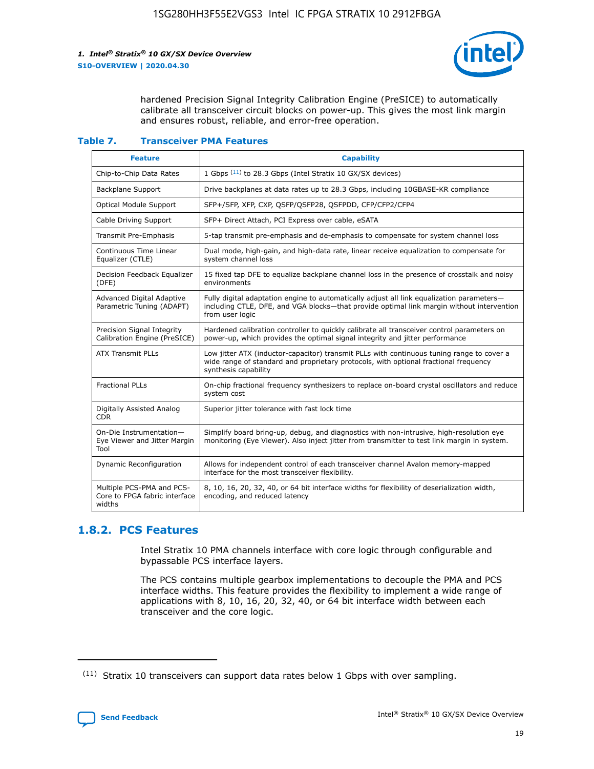hardened Precision Signal Integrity Calibration Engine (PreSICE) to automatically calibrate all transceiver circuit blocks on power-up. This gives the most link margin and ensures robust, reliable, and error-free operation.

**Table 7. Transceiver PMA Features**

| Feature | Capability |
| --- | --- |
| Chip-to-Chip Data Rates | 1 Gbps [11] to 28.3 Gbps (Intel Stratix 10 GX/SX devices) |
| Backplane Support | Drive backplanes at data rates up to 28.3 Gbps, including 10GBASE-KR compliance |
| Optical Module Support | SFP+/SFP, XFP, CXP, QSFP/QSFP28, QSFPDD, CFP/CFP2/CFP4 |
| Cable Driving Support | SFP+ Direct Attach, PCI Express over cable, eSATA |
| Transmit Pre-Emphasis | 5-tap transmit pre-emphasis and de-emphasis to compensate for system channel loss |
| Continuous Time Linear Equalizer (CTLE) | Dual mode, high-gain, and high-data rate, linear receive equalization to compensate for system channel loss |
| Decision Feedback Equalizer (DFE) | 15 fixed tap DFE to equalize backplane channel loss in the presence of crosstalk and noisy environments |
| Advanced Digital Adaptive Parametric Tuning (ADAPT) | Fully digital adaptation engine to automatically adjust all link equalization parameters—including CTLE, DFE, and VGA blocks—that provide optimal link margin without intervention from user logic |
| Precision Signal Integrity Calibration Engine (PreSICE) | Hardened calibration controller to quickly calibrate all transceiver control parameters on power-up, which provides the optimal signal integrity and jitter performance |
| ATX Transmit PLLs | Low jitter ATX (inductor-capacitor) transmit PLLs with continuous tuning range to cover a wide range of standard and proprietary protocols, with optional fractional frequency synthesis capability |
| Fractional PLLs | On-chip fractional frequency synthesizers to replace on-board crystal oscillators and reduce system cost |
| Digitally Assisted Analog CDR | Superior jitter tolerance with fast lock time |
| On-Die Instrumentation—Eye Viewer and Jitter Margin Tool | Simplify board bring-up, debug, and diagnostics with non-intrusive, high-resolution eye monitoring (Eye Viewer). Also inject jitter from transmitter to test link margin in system. |
| Dynamic Reconfiguration | Allows for independent control of each transceiver channel Avalon memory-mapped interface for the most transceiver flexibility. |
| Multiple PCS-PMA and PCS-Core to FPGA fabric interface widths | 8, 10, 16, 20, 32, 40, or 64 bit interface widths for flexibility of deserialization width, encoding, and reduced latency |

## 1.8.2. PCS Features

Intel Stratix 10 PMA channels interface with core logic through configurable and bypassable PCS interface layers.

The PCS contains multiple gearbox implementations to decouple the PMA and PCS interface widths. This feature provides the flexibility to implement a wide range of applications with 8, 10, 16, 20, 32, 40, or 64 bit interface width between each transceiver and the core logic.

[11] Stratix 10 transceivers can support data rates below 1 Gbps with over sampling.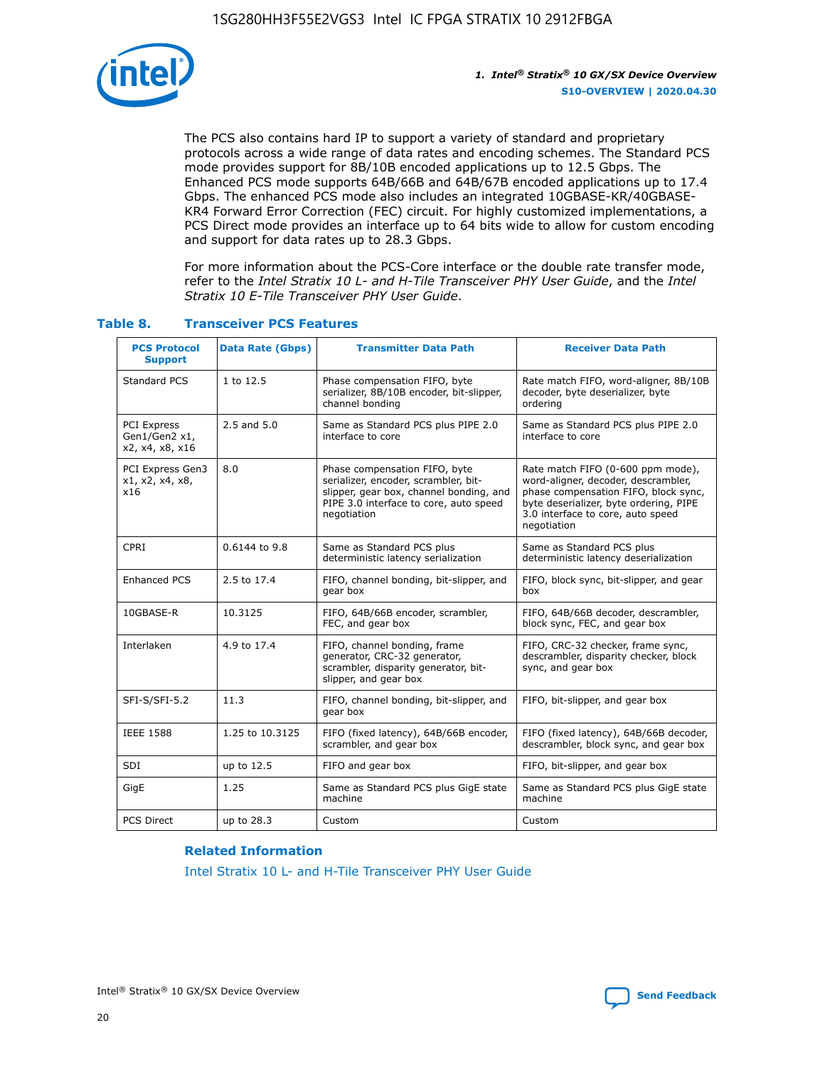The PCS also contains hard IP to support a variety of standard and proprietary protocols across a wide range of data rates and encoding schemes. The Standard PCS mode provides support for 8B/10B encoded applications up to 12.5 Gbps. The Enhanced PCS mode supports 64B/66B and 64B/67B encoded applications up to 17.4 Gbps. The enhanced PCS mode also includes an integrated 10GBASE-KR/40GBASE-KR4 Forward Error Correction (FEC) circuit. For highly customized implementations, a PCS Direct mode provides an interface up to 64 bits wide to allow for custom encoding and support for data rates up to 28.3 Gbps.

For more information about the PCS-Core interface or the double rate transfer mode, refer to the *Intel Stratix 10 L- and H-Tile Transceiver PHY User Guide*, and the *Intel Stratix 10 E-Tile Transceiver PHY User Guide*.

### Table 8. Transceiver PCS Features

| PCS Protocol Support | Data Rate (Gbps) | Transmitter Data Path | Receiver Data Path |
|---|---|---|---|
| Standard PCS | 1 to 12.5 | Phase compensation FIFO, byte serializer, 8B/10B encoder, bit-slipper, channel bonding | Rate match FIFO, word-aligner, 8B/10B decoder, byte deserializer, byte ordering |
| PCI Express Gen1/Gen2 x1, x2, x4, x8, x16 | 2.5 and 5.0 | Same as Standard PCS plus PIPE 2.0 interface to core | Same as Standard PCS plus PIPE 2.0 interface to core |
| PCI Express Gen3 x1, x2, x4, x8, x16 | 8.0 | Phase compensation FIFO, byte serializer, encoder, scrambler, bit-slipper, gear box, channel bonding, and PIPE 3.0 interface to core, auto speed negotiation | Rate match FIFO (0-600 ppm mode), word-aligner, decoder, descrambler, phase compensation FIFO, block sync, byte deserializer, byte ordering, PIPE 3.0 interface to core, auto speed negotiation |
| CPRI | 0.6144 to 9.8 | Same as Standard PCS plus deterministic latency serialization | Same as Standard PCS plus deterministic latency deserialization |
| Enhanced PCS | 2.5 to 17.4 | FIFO, channel bonding, bit-slipper, and gear box | FIFO, block sync, bit-slipper, and gear box |
| 10GBASE-R | 10.3125 | FIFO, 64B/66B encoder, scrambler, FEC, and gear box | FIFO, 64B/66B decoder, descrambler, block sync, FEC, and gear box |
| Interlaken | 4.9 to 17.4 | FIFO, channel bonding, frame generator, CRC-32 generator, scrambler, disparity generator, bit-slipper, and gear box | FIFO, CRC-32 checker, frame sync, descrambler, disparity checker, block sync, and gear box |
| SFI-S/SFI-5.2 | 11.3 | FIFO, channel bonding, bit-slipper, and gear box | FIFO, bit-slipper, and gear box |
| IEEE 1588 | 1.25 to 10.3125 | FIFO (fixed latency), 64B/66B encoder, scrambler, and gear box | FIFO (fixed latency), 64B/66B decoder, descrambler, block sync, and gear box |
| SDI | up to 12.5 | FIFO and gear box | FIFO, bit-slipper, and gear box |
| GigE | 1.25 | Same as Standard PCS plus GigE state machine | Same as Standard PCS plus GigE state machine |
| PCS Direct | up to 28.3 | Custom | Custom |

#### Related Information

Intel Stratix 10 L- and H-Tile Transceiver PHY User Guide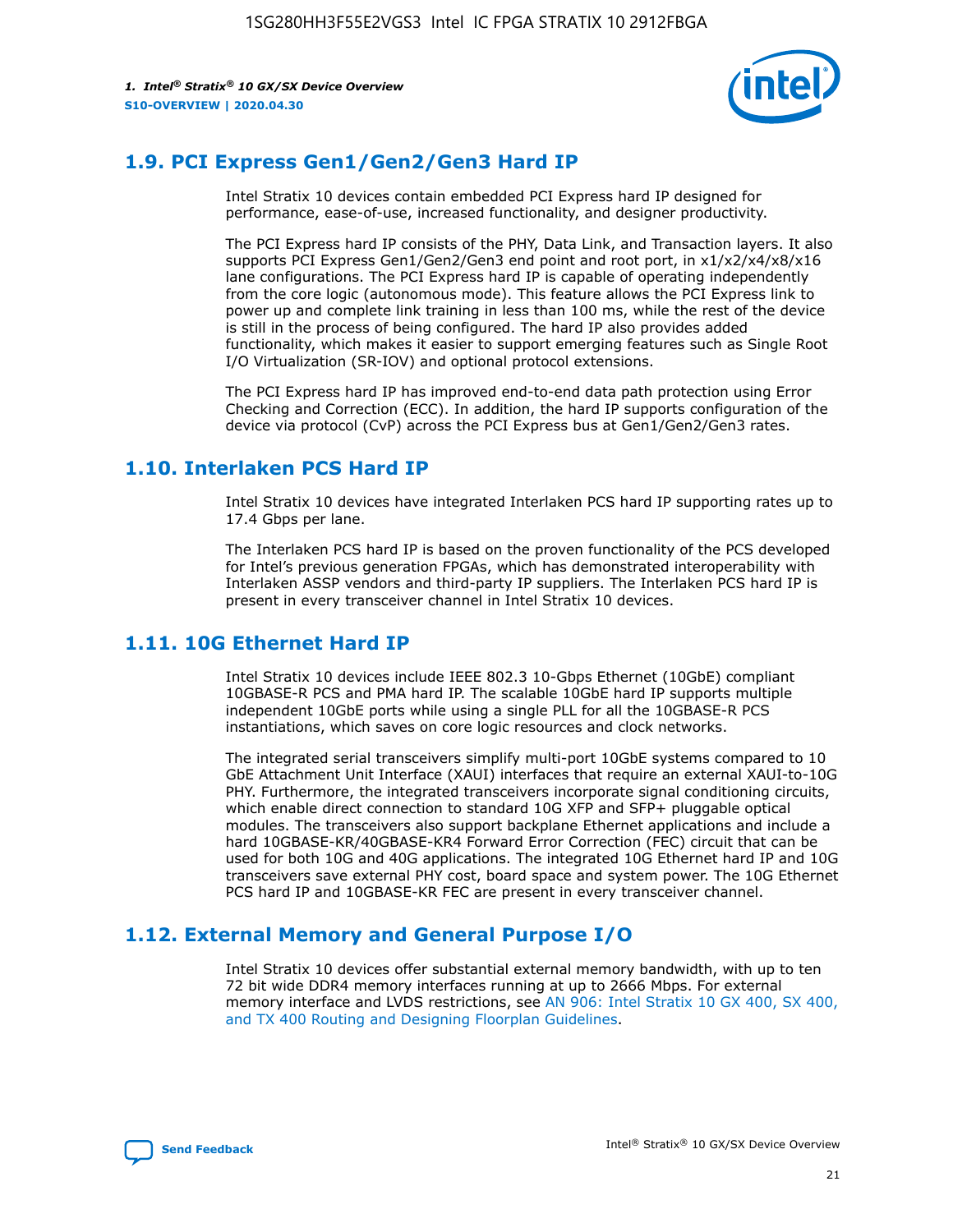## 1.9. PCI Express Gen1/Gen2/Gen3 Hard IP

Intel Stratix 10 devices contain embedded PCI Express hard IP designed for performance, ease-of-use, increased functionality, and designer productivity.

The PCI Express hard IP consists of the PHY, Data Link, and Transaction layers. It also supports PCI Express Gen1/Gen2/Gen3 end point and root port, in x1/x2/x4/x8/x16 lane configurations. The PCI Express hard IP is capable of operating independently from the core logic (autonomous mode). This feature allows the PCI Express link to power up and complete link training in less than 100 ms, while the rest of the device is still in the process of being configured. The hard IP also provides added functionality, which makes it easier to support emerging features such as Single Root I/O Virtualization (SR-IOV) and optional protocol extensions.

The PCI Express hard IP has improved end-to-end data path protection using Error Checking and Correction (ECC). In addition, the hard IP supports configuration of the device via protocol (CvP) across the PCI Express bus at Gen1/Gen2/Gen3 rates.

## 1.10. Interlaken PCS Hard IP

Intel Stratix 10 devices have integrated Interlaken PCS hard IP supporting rates up to 17.4 Gbps per lane.

The Interlaken PCS hard IP is based on the proven functionality of the PCS developed for Intel's previous generation FPGAs, which has demonstrated interoperability with Interlaken ASSP vendors and third-party IP suppliers. The Interlaken PCS hard IP is present in every transceiver channel in Intel Stratix 10 devices.

## 1.11. 10G Ethernet Hard IP

Intel Stratix 10 devices include IEEE 802.3 10-Gbps Ethernet (10GbE) compliant 10GBASE-R PCS and PMA hard IP. The scalable 10GbE hard IP supports multiple independent 10GbE ports while using a single PLL for all the 10GBASE-R PCS instantiations, which saves on core logic resources and clock networks.

The integrated serial transceivers simplify multi-port 10GbE systems compared to 10 GbE Attachment Unit Interface (XAUI) interfaces that require an external XAUI-to-10G PHY. Furthermore, the integrated transceivers incorporate signal conditioning circuits, which enable direct connection to standard 10G XFP and SFP+ pluggable optical modules. The transceivers also support backplane Ethernet applications and include a hard 10GBASE-KR/40GBASE-KR4 Forward Error Correction (FEC) circuit that can be used for both 10G and 40G applications. The integrated 10G Ethernet hard IP and 10G transceivers save external PHY cost, board space and system power. The 10G Ethernet PCS hard IP and 10GBASE-KR FEC are present in every transceiver channel.

## 1.12. External Memory and General Purpose I/O

Intel Stratix 10 devices offer substantial external memory bandwidth, with up to ten 72 bit wide DDR4 memory interfaces running at up to 2666 Mbps. For external memory interface and LVDS restrictions, see AN 906: Intel Stratix 10 GX 400, SX 400, and TX 400 Routing and Designing Floorplan Guidelines.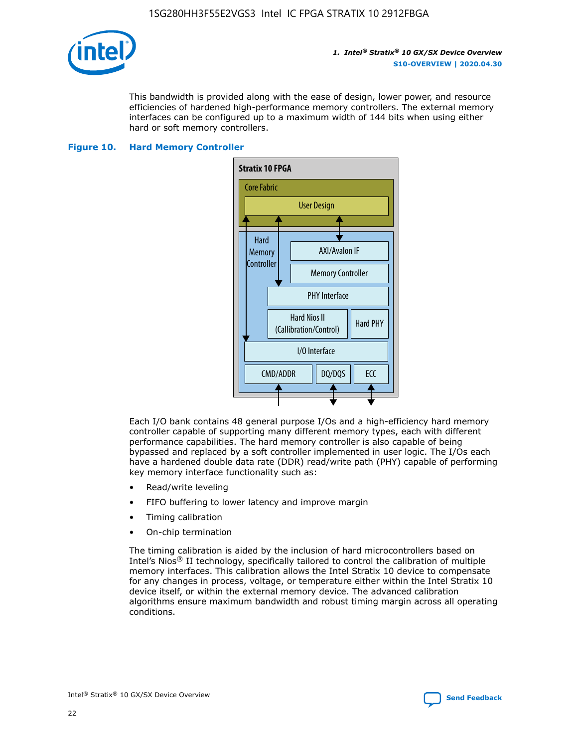This bandwidth is provided along with the ease of design, lower power, and resource efficiencies of hardened high-performance memory controllers. The external memory interfaces can be configured up to a maximum width of 144 bits when using either hard or soft memory controllers.

**Figure 10. Hard Memory Controller**

Each I/O bank contains 48 general purpose I/Os and a high-efficiency hard memory controller capable of supporting many different memory types, each with different performance capabilities. The hard memory controller is also capable of being bypassed and replaced by a soft controller implemented in user logic. The I/Os each have a hardened double data rate (DDR) read/write path (PHY) capable of performing key memory interface functionality such as:

- Read/write leveling
- FIFO buffering to lower latency and improve margin
- Timing calibration
- On-chip termination

The timing calibration is aided by the inclusion of hard microcontrollers based on Intel's Nios® II technology, specifically tailored to control the calibration of multiple memory interfaces. This calibration allows the Intel Stratix 10 device to compensate for any changes in process, voltage, or temperature either within the Intel Stratix 10 device itself, or within the external memory device. The advanced calibration algorithms ensure maximum bandwidth and robust timing margin across all operating conditions.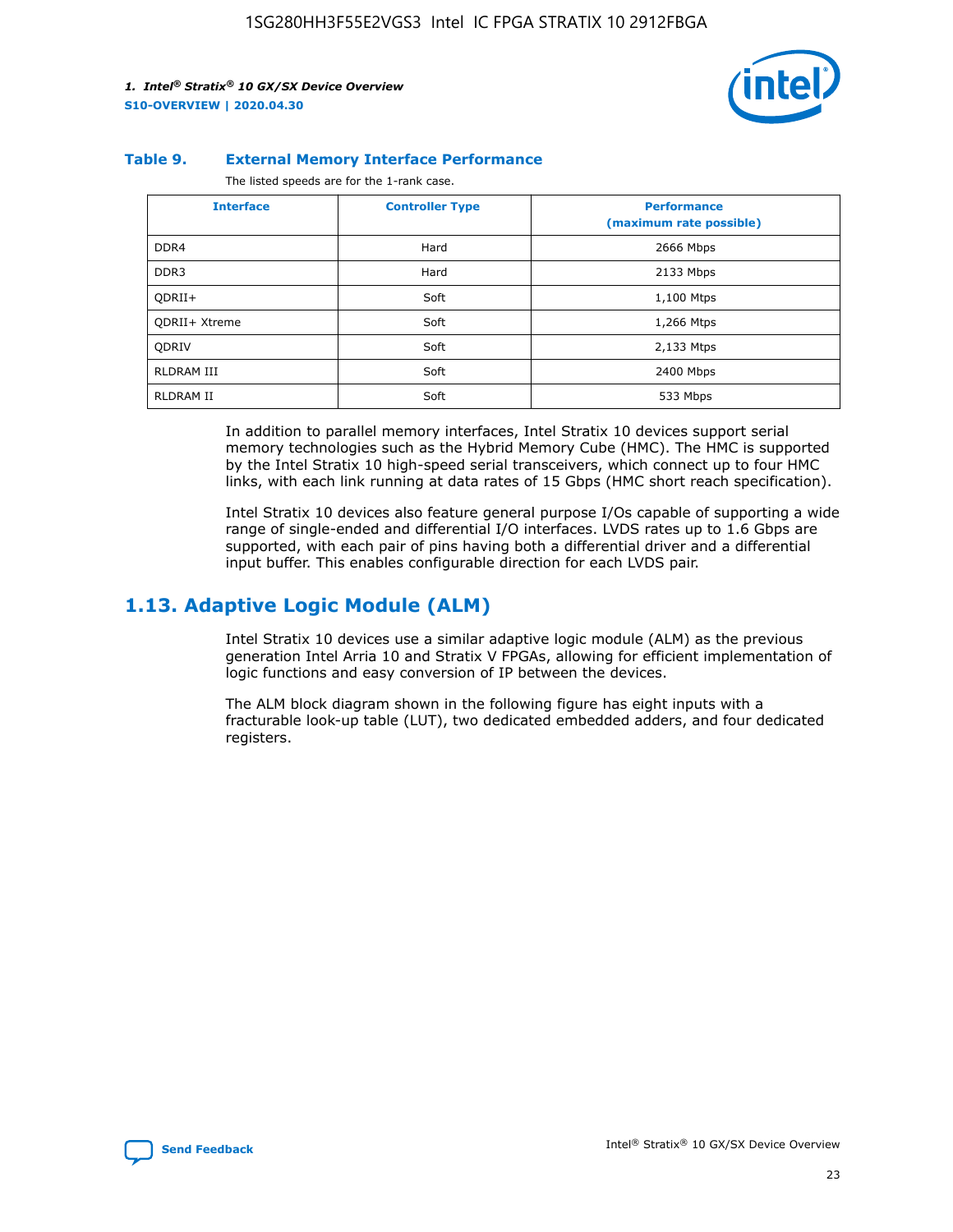#### Table 9. External Memory Interface Performance

The listed speeds are for the 1-rank case.

| Interface | Controller Type | Performance (maximum rate possible) |
|---|---|---|
| DDR4 | Hard | 2666 Mbps |
| DDR3 | Hard | 2133 Mbps |
| QDRII+ | Soft | 1,100 Mtps |
| QDRII+ Xtreme | Soft | 1,266 Mtps |
| QDRIV | Soft | 2,133 Mtps |
| RLDRAM III | Soft | 2400 Mbps |
| RLDRAM II | Soft | 533 Mbps |

In addition to parallel memory interfaces, Intel Stratix 10 devices support serial memory technologies such as the Hybrid Memory Cube (HMC). The HMC is supported by the Intel Stratix 10 high-speed serial transceivers, which connect up to four HMC links, with each link running at data rates of 15 Gbps (HMC short reach specification).

Intel Stratix 10 devices also feature general purpose I/Os capable of supporting a wide range of single-ended and differential I/O interfaces. LVDS rates up to 1.6 Gbps are supported, with each pair of pins having both a differential driver and a differential input buffer. This enables configurable direction for each LVDS pair.

## 1.13. Adaptive Logic Module (ALM)

Intel Stratix 10 devices use a similar adaptive logic module (ALM) as the previous generation Intel Arria 10 and Stratix V FPGAs, allowing for efficient implementation of logic functions and easy conversion of IP between the devices.

The ALM block diagram shown in the following figure has eight inputs with a fracturable look-up table (LUT), two dedicated embedded adders, and four dedicated registers.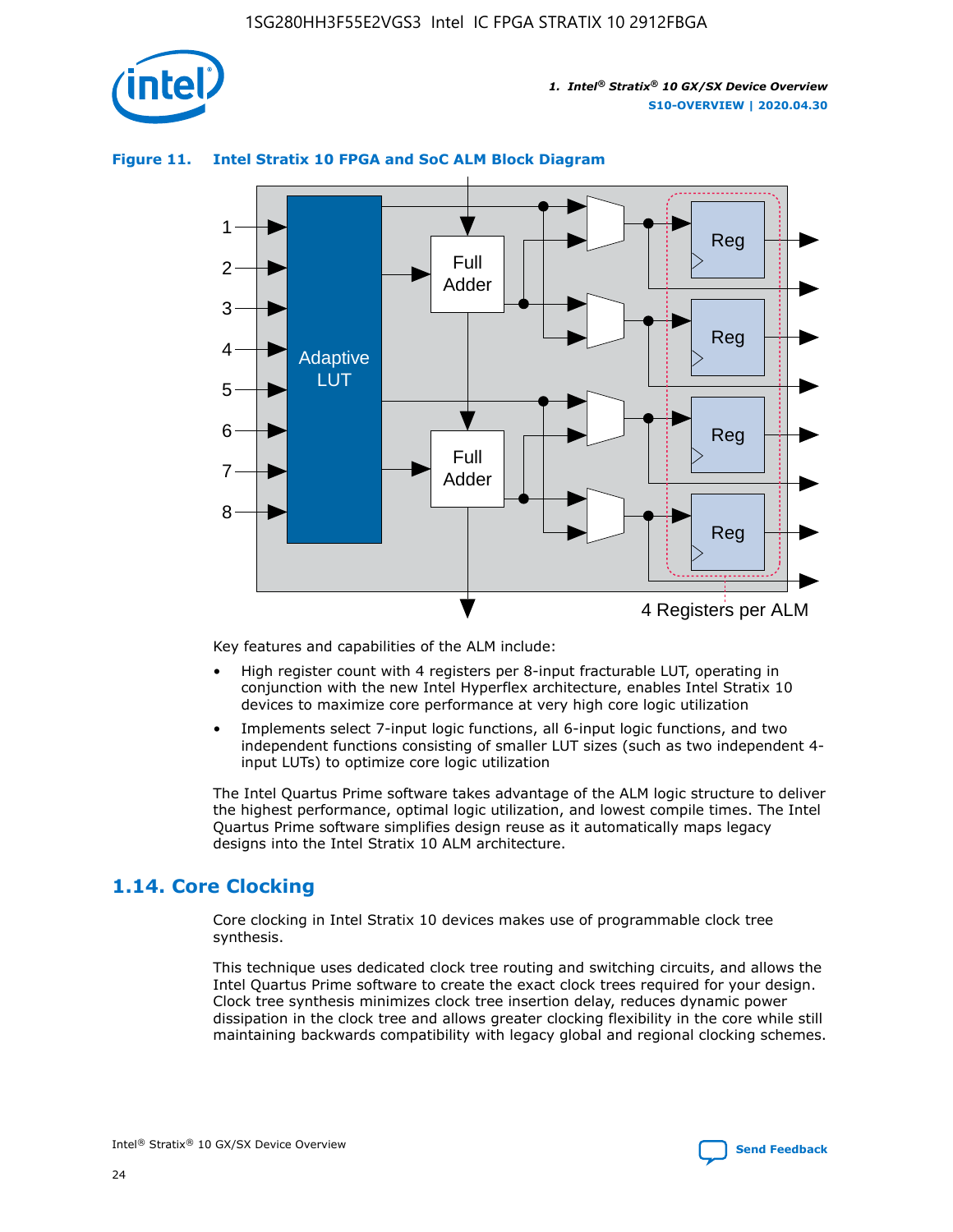**Figure 11. Intel Stratix 10 FPGA and SoC ALM Block Diagram**

Key features and capabilities of the ALM include:

- High register count with 4 registers per 8-input fracturable LUT, operating in conjunction with the new Intel Hyperflex architecture, enables Intel Stratix 10 devices to maximize core performance at very high core logic utilization
- Implements select 7-input logic functions, all 6-input logic functions, and two independent functions consisting of smaller LUT sizes (such as two independent 4-input LUTs) to optimize core logic utilization

The Intel Quartus Prime software takes advantage of the ALM logic structure to deliver the highest performance, optimal logic utilization, and lowest compile times. The Intel Quartus Prime software simplifies design reuse as it automatically maps legacy designs into the Intel Stratix 10 ALM architecture.

## 1.14. Core Clocking

Core clocking in Intel Stratix 10 devices makes use of programmable clock tree synthesis.

This technique uses dedicated clock tree routing and switching circuits, and allows the Intel Quartus Prime software to create the exact clock trees required for your design. Clock tree synthesis minimizes clock tree insertion delay, reduces dynamic power dissipation in the clock tree and allows greater clocking flexibility in the core while still maintaining backwards compatibility with legacy global and regional clocking schemes.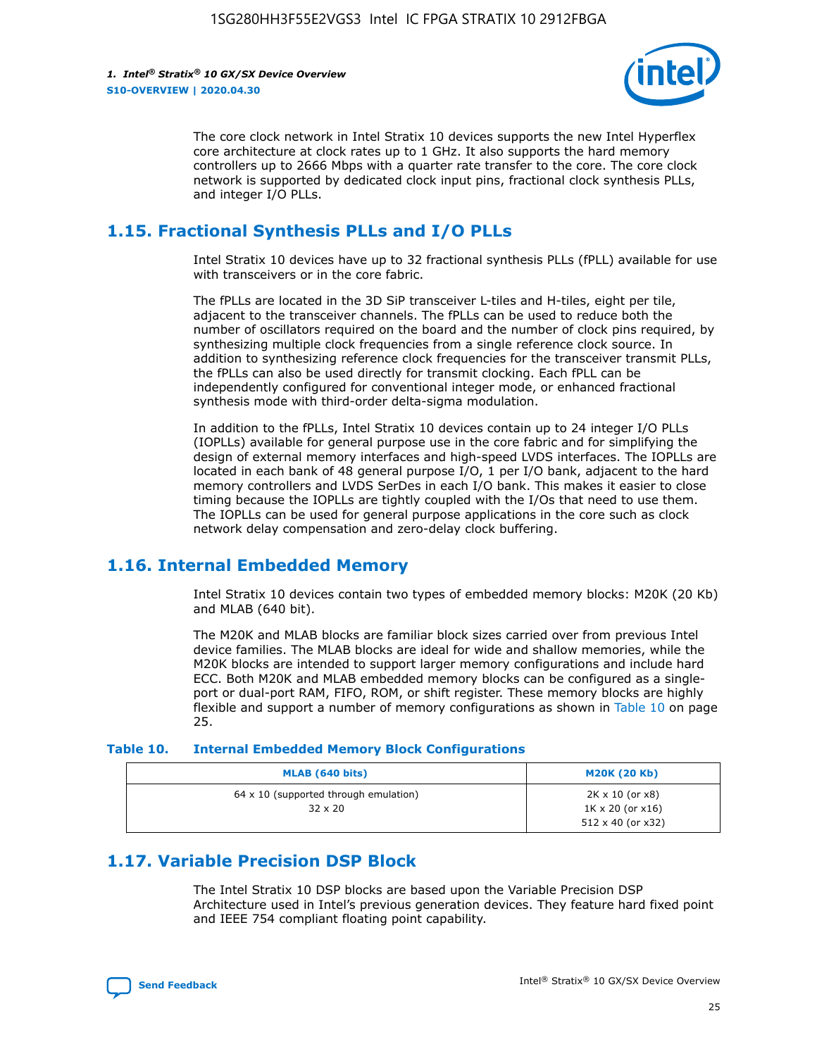The core clock network in Intel Stratix 10 devices supports the new Intel Hyperflex core architecture at clock rates up to 1 GHz. It also supports the hard memory controllers up to 2666 Mbps with a quarter rate transfer to the core. The core clock network is supported by dedicated clock input pins, fractional clock synthesis PLLs, and integer I/O PLLs.

## 1.15. Fractional Synthesis PLLs and I/O PLLs

Intel Stratix 10 devices have up to 32 fractional synthesis PLLs (fPLL) available for use with transceivers or in the core fabric.

The fPLLs are located in the 3D SiP transceiver L-tiles and H-tiles, eight per tile, adjacent to the transceiver channels. The fPLLs can be used to reduce both the number of oscillators required on the board and the number of clock pins required, by synthesizing multiple clock frequencies from a single reference clock source. In addition to synthesizing reference clock frequencies for the transceiver transmit PLLs, the fPLLs can also be used directly for transmit clocking. Each fPLL can be independently configured for conventional integer mode, or enhanced fractional synthesis mode with third-order delta-sigma modulation.

In addition to the fPLLs, Intel Stratix 10 devices contain up to 24 integer I/O PLLs (IOPLLs) available for general purpose use in the core fabric and for simplifying the design of external memory interfaces and high-speed LVDS interfaces. The IOPLLs are located in each bank of 48 general purpose I/O, 1 per I/O bank, adjacent to the hard memory controllers and LVDS SerDes in each I/O bank. This makes it easier to close timing because the IOPLLs are tightly coupled with the I/Os that need to use them. The IOPLLs can be used for general purpose applications in the core such as clock network delay compensation and zero-delay clock buffering.

## 1.16. Internal Embedded Memory

Intel Stratix 10 devices contain two types of embedded memory blocks: M20K (20 Kb) and MLAB (640 bit).

The M20K and MLAB blocks are familiar block sizes carried over from previous Intel device families. The MLAB blocks are ideal for wide and shallow memories, while the M20K blocks are intended to support larger memory configurations and include hard ECC. Both M20K and MLAB embedded memory blocks can be configured as a single-port or dual-port RAM, FIFO, ROM, or shift register. These memory blocks are highly flexible and support a number of memory configurations as shown in Table 10 on page 25.

**Table 10. Internal Embedded Memory Block Configurations**

| MLAB (640 bits) | M20K (20 Kb) |
| --- | --- |
| 64 x 10 (supported through emulation)<br>32 x 20 | 2K x 10 (or x8)<br>1K x 20 (or x16)<br>512 x 40 (or x32) |

## 1.17. Variable Precision DSP Block

The Intel Stratix 10 DSP blocks are based upon the Variable Precision DSP Architecture used in Intel's previous generation devices. They feature hard fixed point and IEEE 754 compliant floating point capability.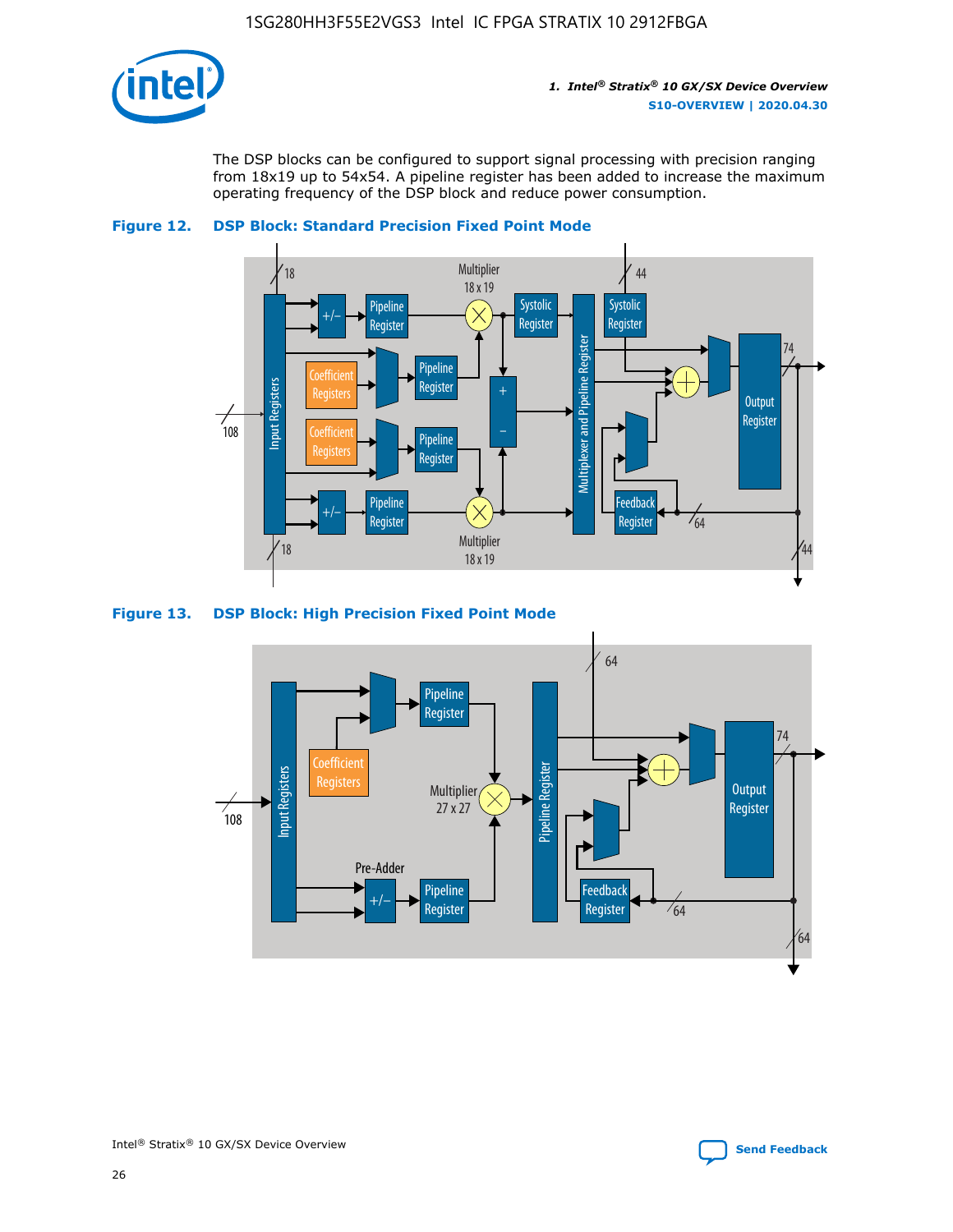The DSP blocks can be configured to support signal processing with precision ranging from 18x19 up to 54x54. A pipeline register has been added to increase the maximum operating frequency of the DSP block and reduce power consumption.

**Figure 12. DSP Block: Standard Precision Fixed Point Mode**

**Figure 13. DSP Block: High Precision Fixed Point Mode**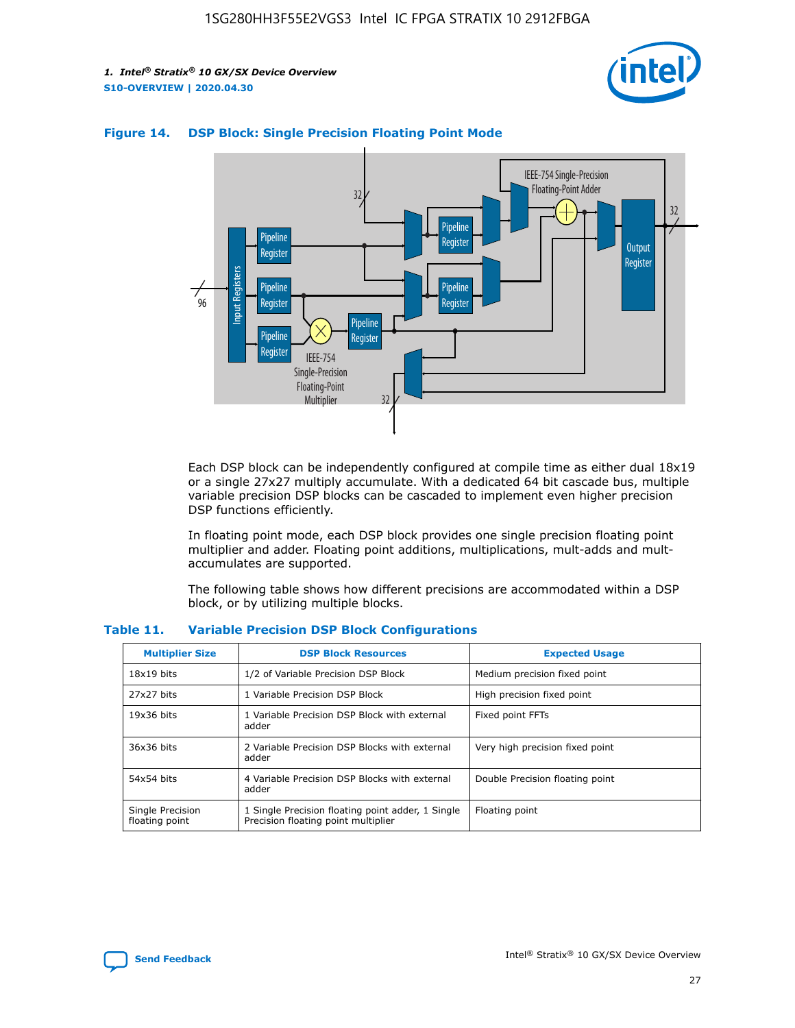**Figure 14. DSP Block: Single Precision Floating Point Mode**

Each DSP block can be independently configured at compile time as either dual 18x19 or a single 27x27 multiply accumulate. With a dedicated 64 bit cascade bus, multiple variable precision DSP blocks can be cascaded to implement even higher precision DSP functions efficiently.

In floating point mode, each DSP block provides one single precision floating point multiplier and adder. Floating point additions, multiplications, mult-adds and mult-accumulates are supported.

The following table shows how different precisions are accommodated within a DSP block, or by utilizing multiple blocks.

**Table 11. Variable Precision DSP Block Configurations**

| Multiplier Size | DSP Block Resources | Expected Usage |
| --- | --- | --- |
| 18x19 bits | 1/2 of Variable Precision DSP Block | Medium precision fixed point |
| 27x27 bits | 1 Variable Precision DSP Block | High precision fixed point |
| 19x36 bits | 1 Variable Precision DSP Block with external adder | Fixed point FFTs |
| 36x36 bits | 2 Variable Precision DSP Blocks with external adder | Very high precision fixed point |
| 54x54 bits | 4 Variable Precision DSP Blocks with external adder | Double Precision floating point |
| Single Precision floating point | 1 Single Precision floating point adder, 1 Single Precision floating point multiplier | Floating point |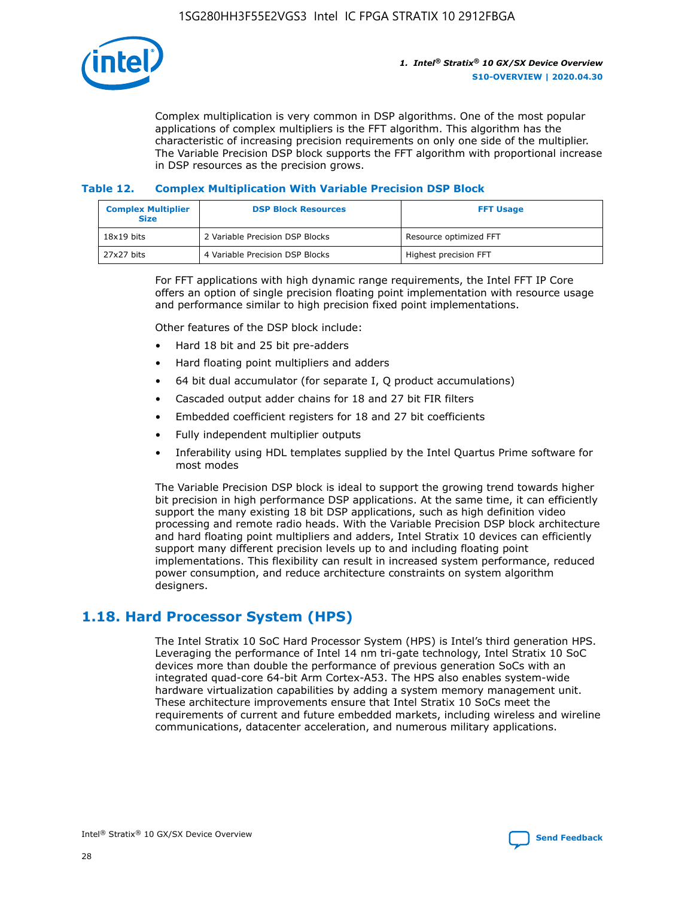Complex multiplication is very common in DSP algorithms. One of the most popular applications of complex multipliers is the FFT algorithm. This algorithm has the characteristic of increasing precision requirements on only one side of the multiplier. The Variable Precision DSP block supports the FFT algorithm with proportional increase in DSP resources as the precision grows.

**Table 12. Complex Multiplication With Variable Precision DSP Block**

| Complex Multiplier Size | DSP Block Resources | FFT Usage |
| --- | --- | --- |
| 18x19 bits | 2 Variable Precision DSP Blocks | Resource optimized FFT |
| 27x27 bits | 4 Variable Precision DSP Blocks | Highest precision FFT |

For FFT applications with high dynamic range requirements, the Intel FFT IP Core offers an option of single precision floating point implementation with resource usage and performance similar to high precision fixed point implementations.

Other features of the DSP block include:

- Hard 18 bit and 25 bit pre-adders
- Hard floating point multipliers and adders
- 64 bit dual accumulator (for separate I, Q product accumulations)
- Cascaded output adder chains for 18 and 27 bit FIR filters
- Embedded coefficient registers for 18 and 27 bit coefficients
- Fully independent multiplier outputs
- Inferability using HDL templates supplied by the Intel Quartus Prime software for most modes

The Variable Precision DSP block is ideal to support the growing trend towards higher bit precision in high performance DSP applications. At the same time, it can efficiently support the many existing 18 bit DSP applications, such as high definition video processing and remote radio heads. With the Variable Precision DSP block architecture and hard floating point multipliers and adders, Intel Stratix 10 devices can efficiently support many different precision levels up to and including floating point implementations. This flexibility can result in increased system performance, reduced power consumption, and reduce architecture constraints on system algorithm designers.

## 1.18. Hard Processor System (HPS)

The Intel Stratix 10 SoC Hard Processor System (HPS) is Intel's third generation HPS. Leveraging the performance of Intel 14 nm tri-gate technology, Intel Stratix 10 SoC devices more than double the performance of previous generation SoCs with an integrated quad-core 64-bit Arm Cortex-A53. The HPS also enables system-wide hardware virtualization capabilities by adding a system memory management unit. These architecture improvements ensure that Intel Stratix 10 SoCs meet the requirements of current and future embedded markets, including wireless and wireline communications, datacenter acceleration, and numerous military applications.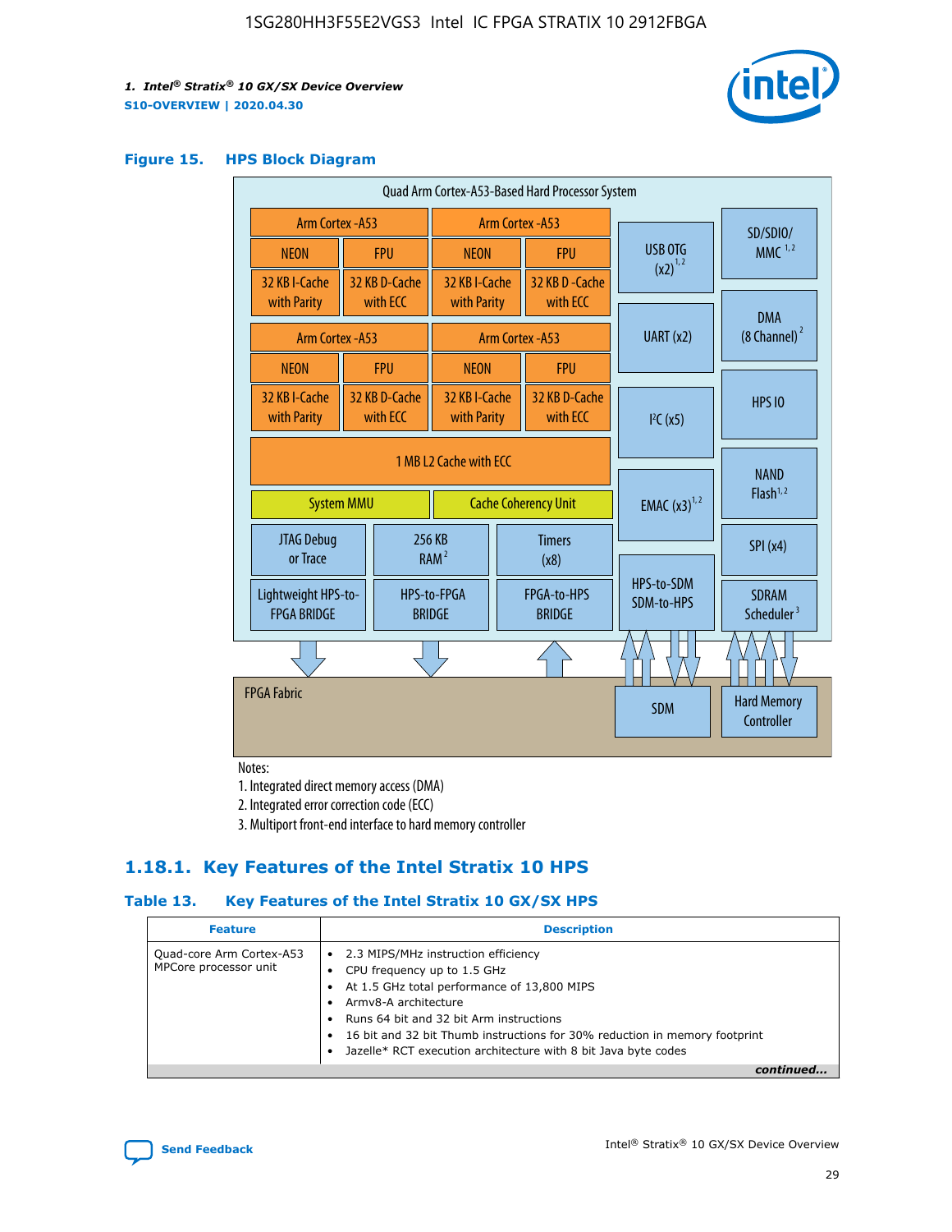**Figure 15. HPS Block Diagram**

Quad Arm Cortex-A53-Based Hard Processor System

| Arm Cortex -A53 | | Arm Cortex -A53 | |
|---|---|---|---|
| NEON | FPU | NEON | FPU |
| 32 KB I-Cache with Parity | 32 KB D-Cache with ECC | 32 KB I-Cache with Parity | 32 KB D-Cache with ECC |

| Arm Cortex -A53 | | Arm Cortex -A53 | |
|---|---|---|---|
| NEON | FPU | NEON | FPU |
| 32 KB I-Cache with Parity | 32 KB D-Cache with ECC | 32 KB I-Cache with Parity | 32 KB D-Cache with ECC |

1 MB L2 Cache with ECC

System MMU | Cache Coherency Unit

JTAG Debug or Trace | 256 KB RAM [2] | Timers (x8)

Lightweight HPS-to-FPGA BRIDGE | HPS-to-FPGA BRIDGE | FPGA-to-HPS BRIDGE

USB OTG (x2) [1,2] | UART (x2) | I²C (x5) | EMAC (x3) [1,2] | HPS-to-SDM SDM-to-HPS

SD/SDIO/MMC [1,2] | DMA (8 Channel) [2] | HPS IO | NAND Flash [1,2] | SPI (x4) | SDRAM Scheduler [3]

FPGA Fabric | SDM | Hard Memory Controller

Notes:

1. Integrated direct memory access (DMA)
2. Integrated error correction code (ECC)
3. Multiport front-end interface to hard memory controller

## 1.18.1. Key Features of the Intel Stratix 10 HPS

**Table 13. Key Features of the Intel Stratix 10 GX/SX HPS**

| Feature | Description |
|---|---|
| Quad-core Arm Cortex-A53 MPCore processor unit | • 2.3 MIPS/MHz instruction efficiency<br>• CPU frequency up to 1.5 GHz<br>• At 1.5 GHz total performance of 13,800 MIPS<br>• Armv8-A architecture<br>• Runs 64 bit and 32 bit Arm instructions<br>• 16 bit and 32 bit Thumb instructions for 30% reduction in memory footprint<br>• Jazelle* RCT execution architecture with 8 bit Java byte codes |

*continued...*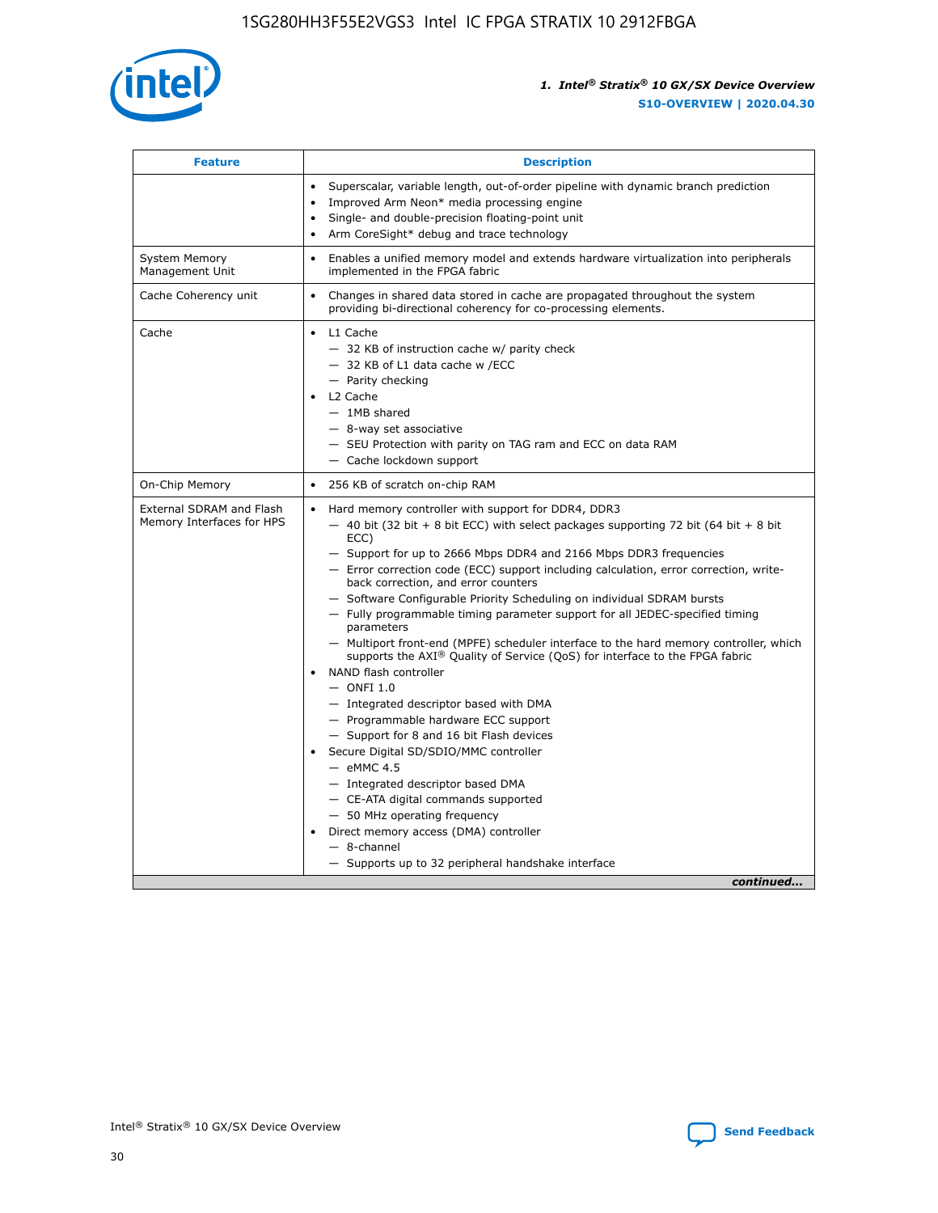| Feature | Description |
| --- | --- |
| | • Superscalar, variable length, out-of-order pipeline with dynamic branch prediction<br>• Improved Arm Neon* media processing engine<br>• Single- and double-precision floating-point unit<br>• Arm CoreSight* debug and trace technology |
| System Memory Management Unit | • Enables a unified memory model and extends hardware virtualization into peripherals implemented in the FPGA fabric |
| Cache Coherency unit | • Changes in shared data stored in cache are propagated throughout the system providing bi-directional coherency for co-processing elements. |
| Cache | • L1 Cache<br>— 32 KB of instruction cache w/ parity check<br>— 32 KB of L1 data cache w /ECC<br>— Parity checking<br>• L2 Cache<br>— 1MB shared<br>— 8-way set associative<br>— SEU Protection with parity on TAG ram and ECC on data RAM<br>— Cache lockdown support |
| On-Chip Memory | • 256 KB of scratch on-chip RAM |
| External SDRAM and Flash Memory Interfaces for HPS | • Hard memory controller with support for DDR4, DDR3<br>— 40 bit (32 bit + 8 bit ECC) with select packages supporting 72 bit (64 bit + 8 bit ECC)<br>— Support for up to 2666 Mbps DDR4 and 2166 Mbps DDR3 frequencies<br>— Error correction code (ECC) support including calculation, error correction, write-back correction, and error counters<br>— Software Configurable Priority Scheduling on individual SDRAM bursts<br>— Fully programmable timing parameter support for all JEDEC-specified timing parameters<br>— Multiport front-end (MPFE) scheduler interface to the hard memory controller, which supports the AXI® Quality of Service (QoS) for interface to the FPGA fabric<br>• NAND flash controller<br>— ONFI 1.0<br>— Integrated descriptor based with DMA<br>— Programmable hardware ECC support<br>— Support for 8 and 16 bit Flash devices<br>• Secure Digital SD/SDIO/MMC controller<br>— eMMC 4.5<br>— Integrated descriptor based DMA<br>— CE-ATA digital commands supported<br>— 50 MHz operating frequency<br>• Direct memory access (DMA) controller<br>— 8-channel<br>— Supports up to 32 peripheral handshake interface |

*continued...*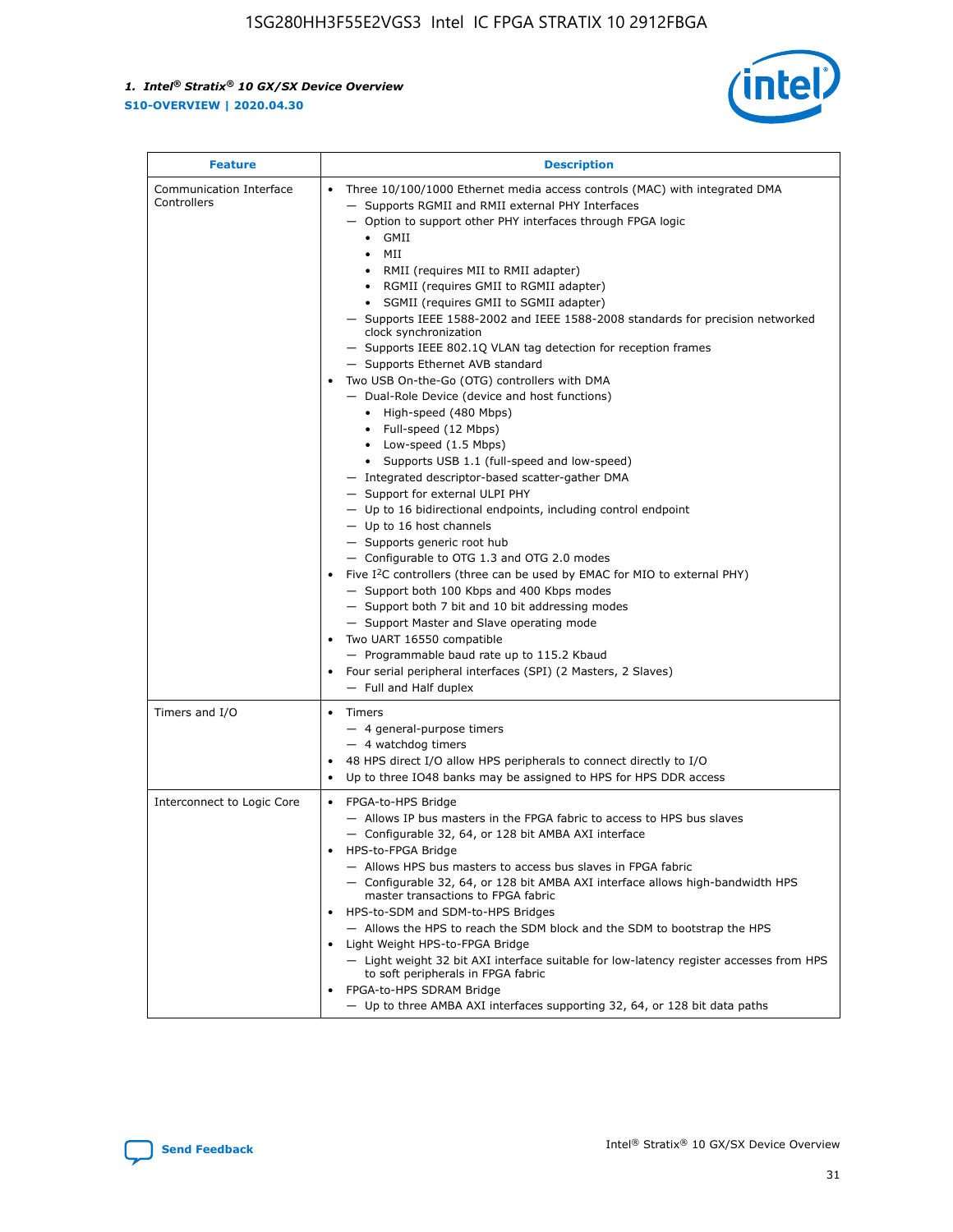| Feature | Description |
| --- | --- |
| Communication Interface Controllers | • Three 10/100/1000 Ethernet media access controls (MAC) with integrated DMA<br>— Supports RGMII and RMII external PHY Interfaces<br>— Option to support other PHY interfaces through FPGA logic<br>• GMII<br>• MII<br>• RMII (requires MII to RMII adapter)<br>• RGMII (requires GMII to RGMII adapter)<br>• SGMII (requires GMII to SGMII adapter)<br>— Supports IEEE 1588-2002 and IEEE 1588-2008 standards for precision networked clock synchronization<br>— Supports IEEE 802.1Q VLAN tag detection for reception frames<br>— Supports Ethernet AVB standard<br>• Two USB On-the-Go (OTG) controllers with DMA<br>— Dual-Role Device (device and host functions)<br>• High-speed (480 Mbps)<br>• Full-speed (12 Mbps)<br>• Low-speed (1.5 Mbps)<br>• Supports USB 1.1 (full-speed and low-speed)<br>— Integrated descriptor-based scatter-gather DMA<br>— Support for external ULPI PHY<br>— Up to 16 bidirectional endpoints, including control endpoint<br>— Up to 16 host channels<br>— Supports generic root hub<br>— Configurable to OTG 1.3 and OTG 2.0 modes<br>• Five I$^2$C controllers (three can be used by EMAC for MIO to external PHY)<br>— Support both 100 Kbps and 400 Kbps modes<br>— Support both 7 bit and 10 bit addressing modes<br>— Support Master and Slave operating mode<br>• Two UART 16550 compatible<br>— Programmable baud rate up to 115.2 Kbaud<br>• Four serial peripheral interfaces (SPI) (2 Masters, 2 Slaves)<br>— Full and Half duplex |
| Timers and I/O | • Timers<br>— 4 general-purpose timers<br>— 4 watchdog timers<br>• 48 HPS direct I/O allow HPS peripherals to connect directly to I/O<br>• Up to three IO48 banks may be assigned to HPS for HPS DDR access |
| Interconnect to Logic Core | • FPGA-to-HPS Bridge<br>— Allows IP bus masters in the FPGA fabric to access to HPS bus slaves<br>— Configurable 32, 64, or 128 bit AMBA AXI interface<br>• HPS-to-FPGA Bridge<br>— Allows HPS bus masters to access bus slaves in FPGA fabric<br>— Configurable 32, 64, or 128 bit AMBA AXI interface allows high-bandwidth HPS master transactions to FPGA fabric<br>• HPS-to-SDM and SDM-to-HPS Bridges<br>— Allows the HPS to reach the SDM block and the SDM to bootstrap the HPS<br>• Light Weight HPS-to-FPGA Bridge<br>— Light weight 32 bit AXI interface suitable for low-latency register accesses from HPS to soft peripherals in FPGA fabric<br>• FPGA-to-HPS SDRAM Bridge<br>— Up to three AMBA AXI interfaces supporting 32, 64, or 128 bit data paths |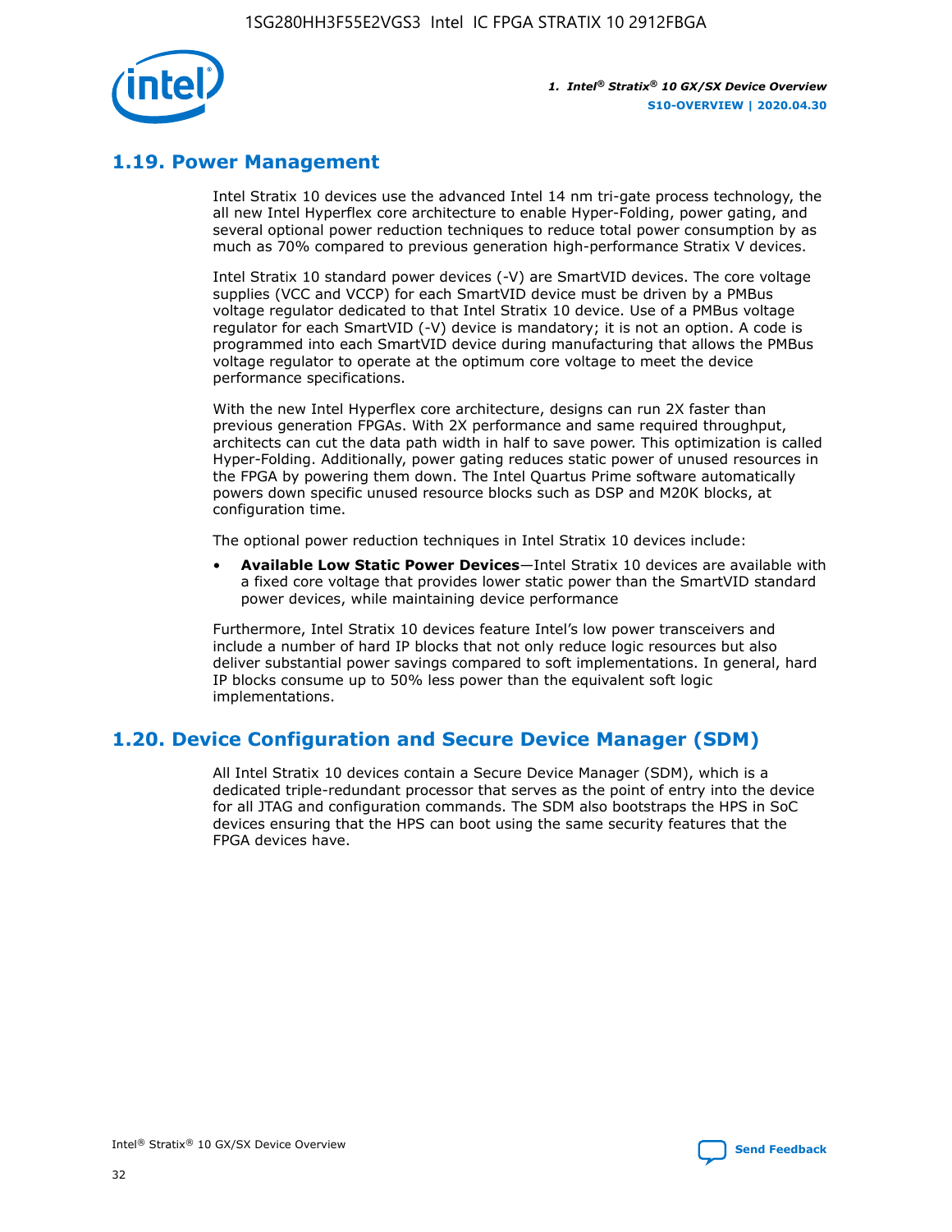## 1.19. Power Management

Intel Stratix 10 devices use the advanced Intel 14 nm tri-gate process technology, the all new Intel Hyperflex core architecture to enable Hyper-Folding, power gating, and several optional power reduction techniques to reduce total power consumption by as much as 70% compared to previous generation high-performance Stratix V devices.

Intel Stratix 10 standard power devices (-V) are SmartVID devices. The core voltage supplies (VCC and VCCP) for each SmartVID device must be driven by a PMBus voltage regulator dedicated to that Intel Stratix 10 device. Use of a PMBus voltage regulator for each SmartVID (-V) device is mandatory; it is not an option. A code is programmed into each SmartVID device during manufacturing that allows the PMBus voltage regulator to operate at the optimum core voltage to meet the device performance specifications.

With the new Intel Hyperflex core architecture, designs can run 2X faster than previous generation FPGAs. With 2X performance and same required throughput, architects can cut the data path width in half to save power. This optimization is called Hyper-Folding. Additionally, power gating reduces static power of unused resources in the FPGA by powering them down. The Intel Quartus Prime software automatically powers down specific unused resource blocks such as DSP and M20K blocks, at configuration time.

The optional power reduction techniques in Intel Stratix 10 devices include:

- **Available Low Static Power Devices**—Intel Stratix 10 devices are available with a fixed core voltage that provides lower static power than the SmartVID standard power devices, while maintaining device performance

Furthermore, Intel Stratix 10 devices feature Intel's low power transceivers and include a number of hard IP blocks that not only reduce logic resources but also deliver substantial power savings compared to soft implementations. In general, hard IP blocks consume up to 50% less power than the equivalent soft logic implementations.

## 1.20. Device Configuration and Secure Device Manager (SDM)

All Intel Stratix 10 devices contain a Secure Device Manager (SDM), which is a dedicated triple-redundant processor that serves as the point of entry into the device for all JTAG and configuration commands. The SDM also bootstraps the HPS in SoC devices ensuring that the HPS can boot using the same security features that the FPGA devices have.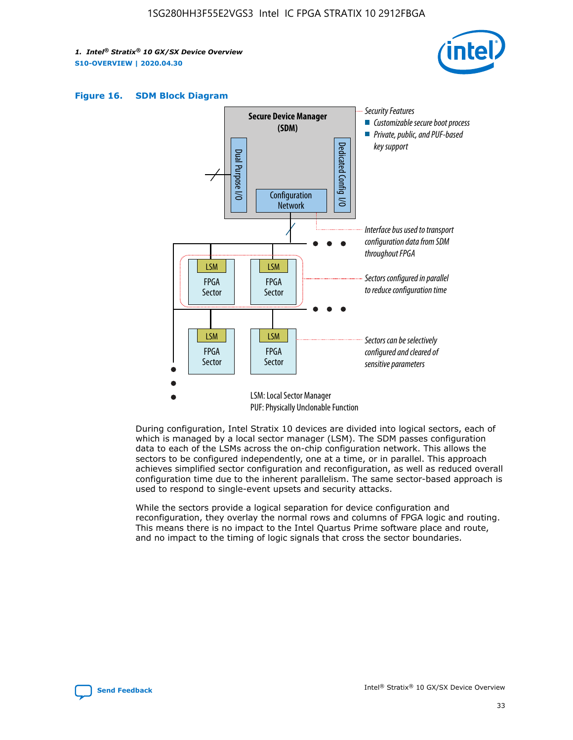**Figure 16. SDM Block Diagram**

Secure Device Manager (SDM)

Dual Purpose I/O

Dedicated Config I/O

Configuration Network

*Security Features*
- *Customizable secure boot process*
- *Private, public, and PUF-based key support*

*Interface bus used to transport configuration data from SDM throughout FPGA*

*Sectors configured in parallel to reduce configuration time*

*Sectors can be selectively configured and cleared of sensitive parameters*

LSM FPGA Sector

LSM: Local Sector Manager
PUF: Physically Unclonable Function

During configuration, Intel Stratix 10 devices are divided into logical sectors, each of which is managed by a local sector manager (LSM). The SDM passes configuration data to each of the LSMs across the on-chip configuration network. This allows the sectors to be configured independently, one at a time, or in parallel. This approach achieves simplified sector configuration and reconfiguration, as well as reduced overall configuration time due to the inherent parallelism. The same sector-based approach is used to respond to single-event upsets and security attacks.

While the sectors provide a logical separation for device configuration and reconfiguration, they overlay the normal rows and columns of FPGA logic and routing. This means there is no impact to the Intel Quartus Prime software place and route, and no impact to the timing of logic signals that cross the sector boundaries.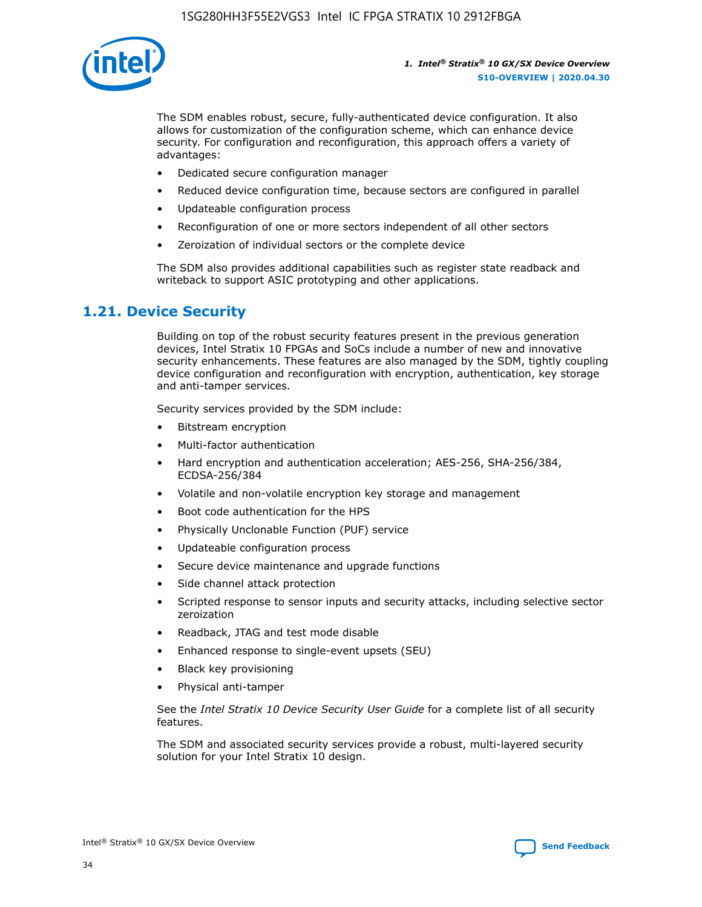The SDM enables robust, secure, fully-authenticated device configuration. It also allows for customization of the configuration scheme, which can enhance device security. For configuration and reconfiguration, this approach offers a variety of advantages:

- Dedicated secure configuration manager
- Reduced device configuration time, because sectors are configured in parallel
- Updateable configuration process
- Reconfiguration of one or more sectors independent of all other sectors
- Zeroization of individual sectors or the complete device

The SDM also provides additional capabilities such as register state readback and writeback to support ASIC prototyping and other applications.

## 1.21. Device Security

Building on top of the robust security features present in the previous generation devices, Intel Stratix 10 FPGAs and SoCs include a number of new and innovative security enhancements. These features are also managed by the SDM, tightly coupling device configuration and reconfiguration with encryption, authentication, key storage and anti-tamper services.

Security services provided by the SDM include:

- Bitstream encryption
- Multi-factor authentication
- Hard encryption and authentication acceleration; AES-256, SHA-256/384, ECDSA-256/384
- Volatile and non-volatile encryption key storage and management
- Boot code authentication for the HPS
- Physically Unclonable Function (PUF) service
- Updateable configuration process
- Secure device maintenance and upgrade functions
- Side channel attack protection
- Scripted response to sensor inputs and security attacks, including selective sector zeroization
- Readback, JTAG and test mode disable
- Enhanced response to single-event upsets (SEU)
- Black key provisioning
- Physical anti-tamper

See the *Intel Stratix 10 Device Security User Guide* for a complete list of all security features.

The SDM and associated security services provide a robust, multi-layered security solution for your Intel Stratix 10 design.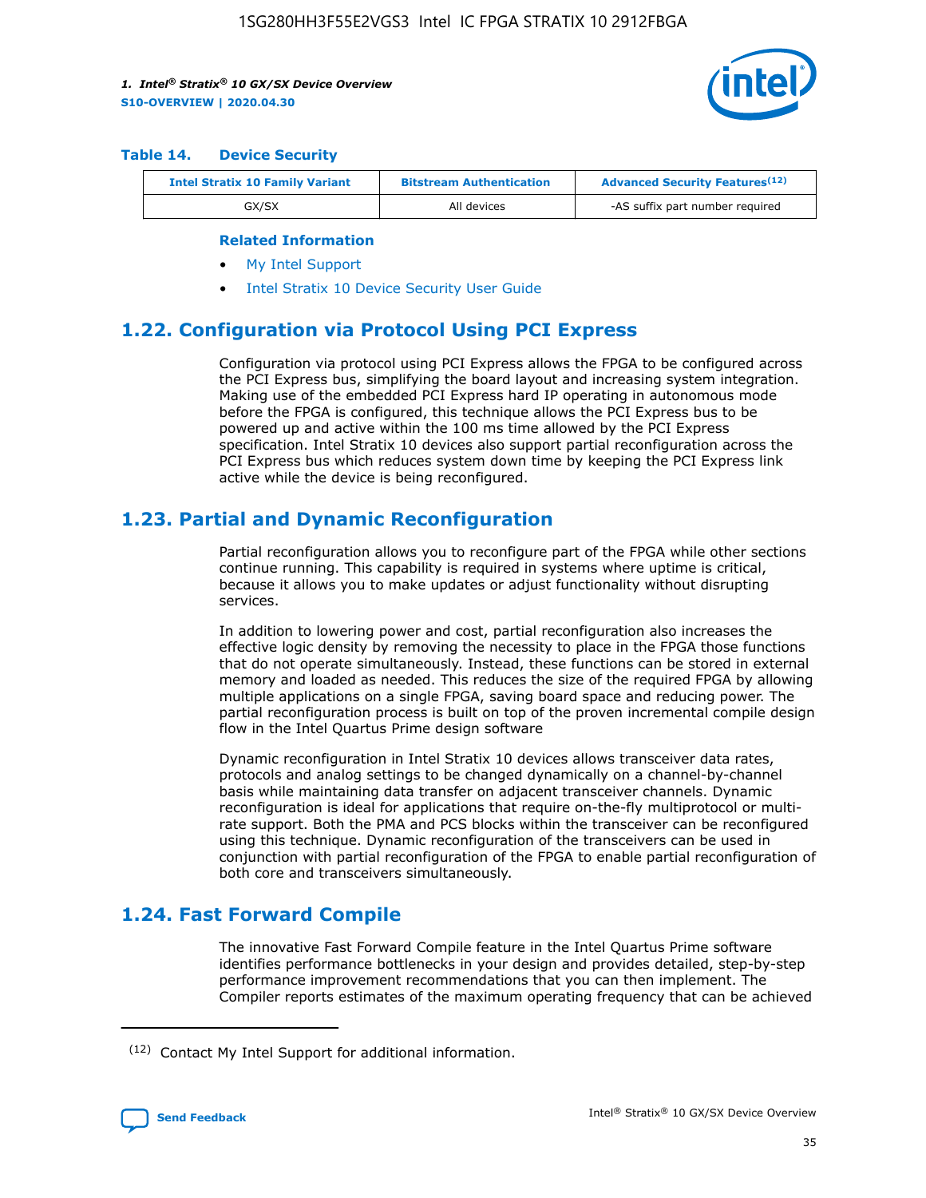**Table 14. Device Security**

| Intel Stratix 10 Family Variant | Bitstream Authentication | Advanced Security Features[(12)] |
| --- | --- | --- |
| GX/SX | All devices | -AS suffix part number required |

**Related Information**

- My Intel Support
- Intel Stratix 10 Device Security User Guide

## 1.22. Configuration via Protocol Using PCI Express

Configuration via protocol using PCI Express allows the FPGA to be configured across the PCI Express bus, simplifying the board layout and increasing system integration. Making use of the embedded PCI Express hard IP operating in autonomous mode before the FPGA is configured, this technique allows the PCI Express bus to be powered up and active within the 100 ms time allowed by the PCI Express specification. Intel Stratix 10 devices also support partial reconfiguration across the PCI Express bus which reduces system down time by keeping the PCI Express link active while the device is being reconfigured.

## 1.23. Partial and Dynamic Reconfiguration

Partial reconfiguration allows you to reconfigure part of the FPGA while other sections continue running. This capability is required in systems where uptime is critical, because it allows you to make updates or adjust functionality without disrupting services.

In addition to lowering power and cost, partial reconfiguration also increases the effective logic density by removing the necessity to place in the FPGA those functions that do not operate simultaneously. Instead, these functions can be stored in external memory and loaded as needed. This reduces the size of the required FPGA by allowing multiple applications on a single FPGA, saving board space and reducing power. The partial reconfiguration process is built on top of the proven incremental compile design flow in the Intel Quartus Prime design software

Dynamic reconfiguration in Intel Stratix 10 devices allows transceiver data rates, protocols and analog settings to be changed dynamically on a channel-by-channel basis while maintaining data transfer on adjacent transceiver channels. Dynamic reconfiguration is ideal for applications that require on-the-fly multiprotocol or multi-rate support. Both the PMA and PCS blocks within the transceiver can be reconfigured using this technique. Dynamic reconfiguration of the transceivers can be used in conjunction with partial reconfiguration of the FPGA to enable partial reconfiguration of both core and transceivers simultaneously.

## 1.24. Fast Forward Compile

The innovative Fast Forward Compile feature in the Intel Quartus Prime software identifies performance bottlenecks in your design and provides detailed, step-by-step performance improvement recommendations that you can then implement. The Compiler reports estimates of the maximum operating frequency that can be achieved

(12) Contact My Intel Support for additional information.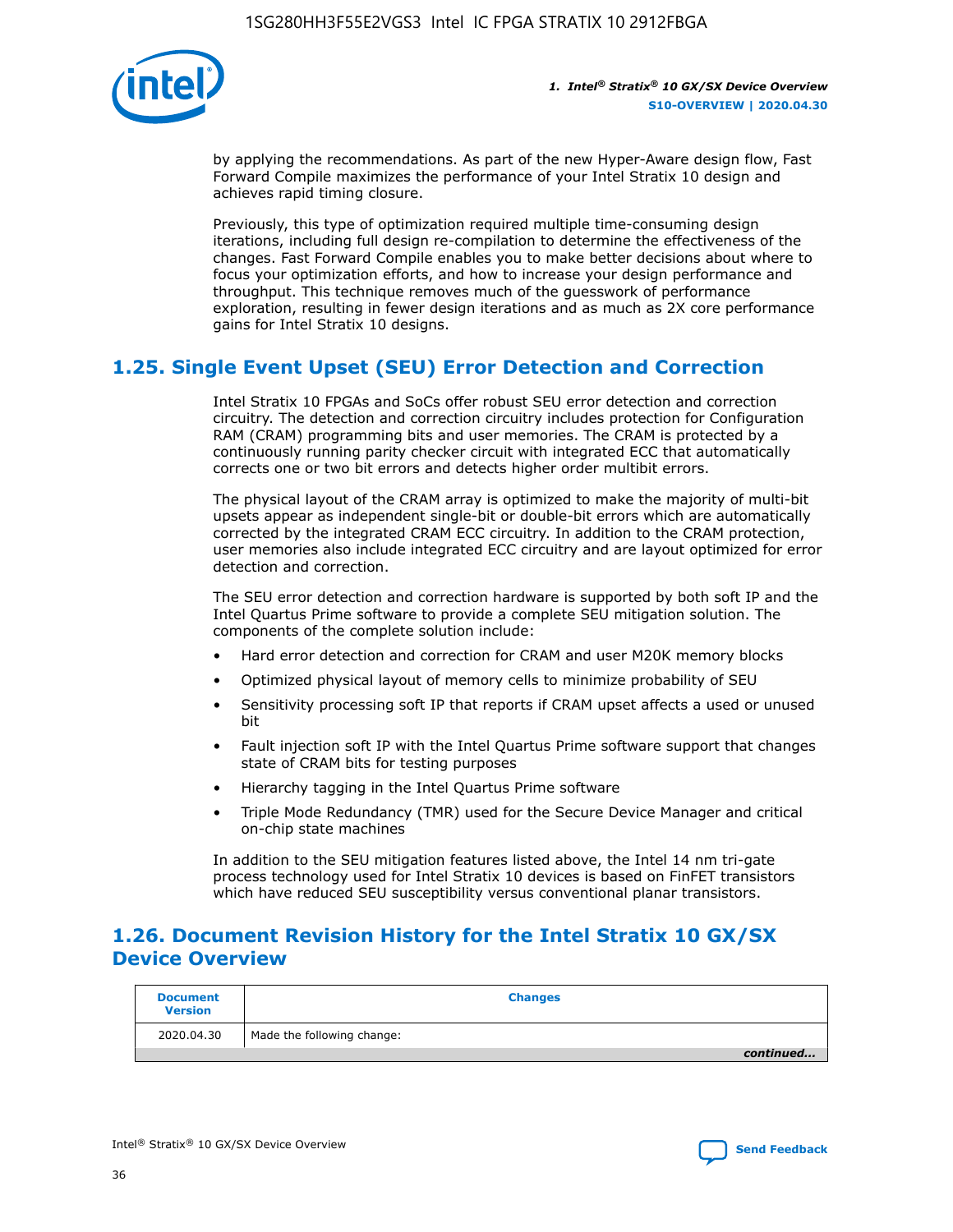by applying the recommendations. As part of the new Hyper-Aware design flow, Fast Forward Compile maximizes the performance of your Intel Stratix 10 design and achieves rapid timing closure.

Previously, this type of optimization required multiple time-consuming design iterations, including full design re-compilation to determine the effectiveness of the changes. Fast Forward Compile enables you to make better decisions about where to focus your optimization efforts, and how to increase your design performance and throughput. This technique removes much of the guesswork of performance exploration, resulting in fewer design iterations and as much as 2X core performance gains for Intel Stratix 10 designs.

## 1.25. Single Event Upset (SEU) Error Detection and Correction

Intel Stratix 10 FPGAs and SoCs offer robust SEU error detection and correction circuitry. The detection and correction circuitry includes protection for Configuration RAM (CRAM) programming bits and user memories. The CRAM is protected by a continuously running parity checker circuit with integrated ECC that automatically corrects one or two bit errors and detects higher order multibit errors.

The physical layout of the CRAM array is optimized to make the majority of multi-bit upsets appear as independent single-bit or double-bit errors which are automatically corrected by the integrated CRAM ECC circuitry. In addition to the CRAM protection, user memories also include integrated ECC circuitry and are layout optimized for error detection and correction.

The SEU error detection and correction hardware is supported by both soft IP and the Intel Quartus Prime software to provide a complete SEU mitigation solution. The components of the complete solution include:

- Hard error detection and correction for CRAM and user M20K memory blocks
- Optimized physical layout of memory cells to minimize probability of SEU
- Sensitivity processing soft IP that reports if CRAM upset affects a used or unused bit
- Fault injection soft IP with the Intel Quartus Prime software support that changes state of CRAM bits for testing purposes
- Hierarchy tagging in the Intel Quartus Prime software
- Triple Mode Redundancy (TMR) used for the Secure Device Manager and critical on-chip state machines

In addition to the SEU mitigation features listed above, the Intel 14 nm tri-gate process technology used for Intel Stratix 10 devices is based on FinFET transistors which have reduced SEU susceptibility versus conventional planar transistors.

## 1.26. Document Revision History for the Intel Stratix 10 GX/SX Device Overview

| Document Version | Changes |
|---|---|
| 2020.04.30 | Made the following change: |

*continued...*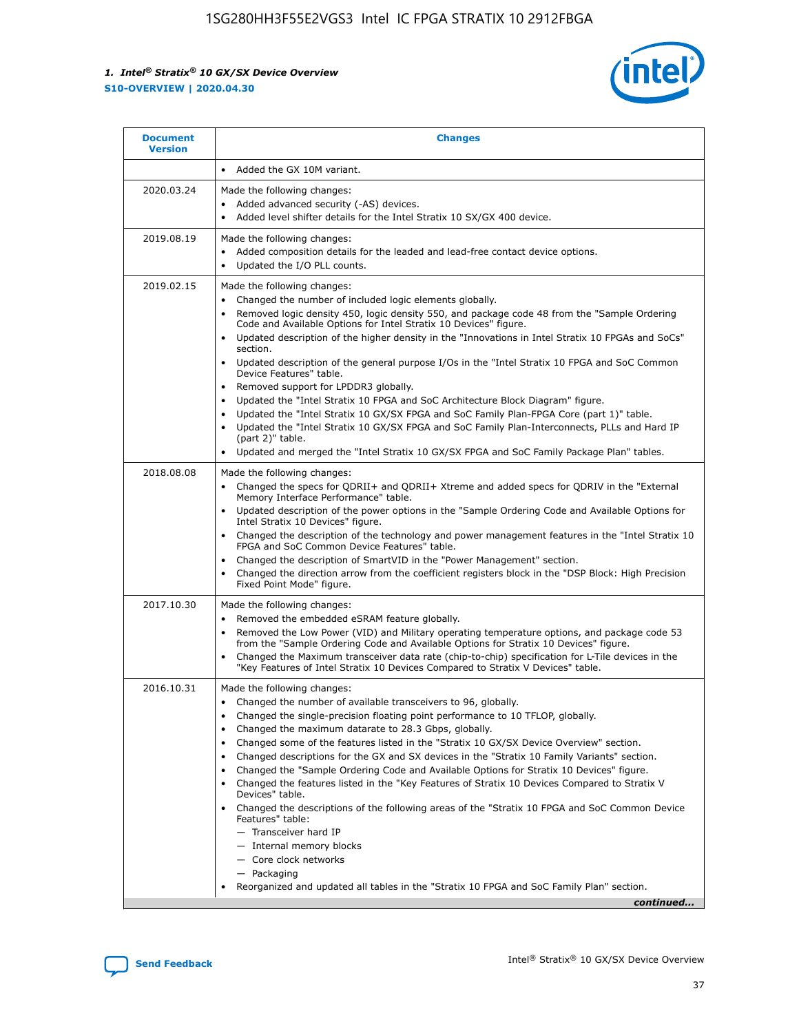| Document Version | Changes |
| --- | --- |
| | • Added the GX 10M variant. |
| 2020.03.24 | Made the following changes:<br>• Added advanced security (-AS) devices.<br>• Added level shifter details for the Intel Stratix 10 SX/GX 400 device. |
| 2019.08.19 | Made the following changes:<br>• Added composition details for the leaded and lead-free contact device options.<br>• Updated the I/O PLL counts. |
| 2019.02.15 | Made the following changes:<br>• Changed the number of included logic elements globally.<br>• Removed logic density 450, logic density 550, and package code 48 from the "Sample Ordering Code and Available Options for Intel Stratix 10 Devices" figure.<br>• Updated description of the higher density in the "Innovations in Intel Stratix 10 FPGAs and SoCs" section.<br>• Updated description of the general purpose I/Os in the "Intel Stratix 10 FPGA and SoC Common Device Features" table.<br>• Removed support for LPDDR3 globally.<br>• Updated the "Intel Stratix 10 FPGA and SoC Architecture Block Diagram" figure.<br>• Updated the "Intel Stratix 10 GX/SX FPGA and SoC Family Plan-FPGA Core (part 1)" table.<br>• Updated the "Intel Stratix 10 GX/SX FPGA and SoC Family Plan-Interconnects, PLLs and Hard IP (part 2)" table.<br>• Updated and merged the "Intel Stratix 10 GX/SX FPGA and SoC Family Package Plan" tables. |
| 2018.08.08 | Made the following changes:<br>• Changed the specs for QDRII+ and QDRII+ Xtreme and added specs for QDRIV in the "External Memory Interface Performance" table.<br>• Updated description of the power options in the "Sample Ordering Code and Available Options for Intel Stratix 10 Devices" figure.<br>• Changed the description of the technology and power management features in the "Intel Stratix 10 FPGA and SoC Common Device Features" table.<br>• Changed the description of SmartVID in the "Power Management" section.<br>• Changed the direction arrow from the coefficient registers block in the "DSP Block: High Precision Fixed Point Mode" figure. |
| 2017.10.30 | Made the following changes:<br>• Removed the embedded eSRAM feature globally.<br>• Removed the Low Power (VID) and Military operating temperature options, and package code 53 from the "Sample Ordering Code and Available Options for Stratix 10 Devices" figure.<br>• Changed the Maximum transceiver data rate (chip-to-chip) specification for L-Tile devices in the "Key Features of Intel Stratix 10 Devices Compared to Stratix V Devices" table. |
| 2016.10.31 | Made the following changes:<br>• Changed the number of available transceivers to 96, globally.<br>• Changed the single-precision floating point performance to 10 TFLOP, globally.<br>• Changed the maximum datarate to 28.3 Gbps, globally.<br>• Changed some of the features listed in the "Stratix 10 GX/SX Device Overview" section.<br>• Changed descriptions for the GX and SX devices in the "Stratix 10 Family Variants" section.<br>• Changed the "Sample Ordering Code and Available Options for Stratix 10 Devices" figure.<br>• Changed the features listed in the "Key Features of Stratix 10 Devices Compared to Stratix V Devices" table.<br>• Changed the descriptions of the following areas of the "Stratix 10 FPGA and SoC Common Device Features" table:<br>— Transceiver hard IP<br>— Internal memory blocks<br>— Core clock networks<br>— Packaging<br>• Reorganized and updated all tables in the "Stratix 10 FPGA and SoC Family Plan" section. |

*continued...*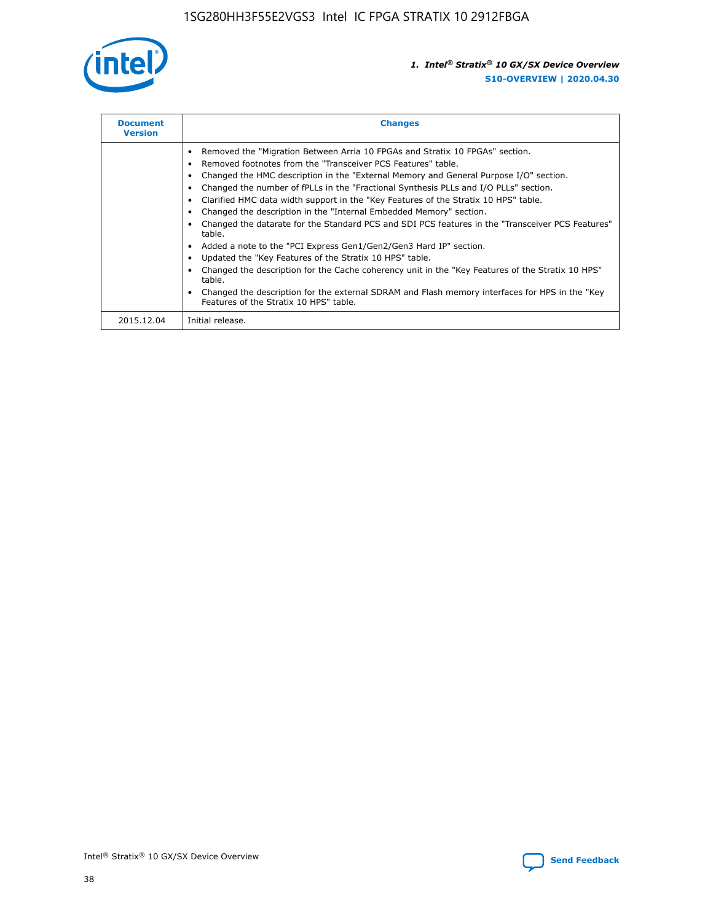| Document Version | Changes |
| --- | --- |
|  | • Removed the "Migration Between Arria 10 FPGAs and Stratix 10 FPGAs" section.<br>• Removed footnotes from the "Transceiver PCS Features" table.<br>• Changed the HMC description in the "External Memory and General Purpose I/O" section.<br>• Changed the number of fPLLs in the "Fractional Synthesis PLLs and I/O PLLs" section.<br>• Clarified HMC data width support in the "Key Features of the Stratix 10 HPS" table.<br>• Changed the description in the "Internal Embedded Memory" section.<br>• Changed the datarate for the Standard PCS and SDI PCS features in the "Transceiver PCS Features" table.<br>• Added a note to the "PCI Express Gen1/Gen2/Gen3 Hard IP" section.<br>• Updated the "Key Features of the Stratix 10 HPS" table.<br>• Changed the description for the Cache coherency unit in the "Key Features of the Stratix 10 HPS" table.<br>• Changed the description for the external SDRAM and Flash memory interfaces for HPS in the "Key Features of the Stratix 10 HPS" table. |
| 2015.12.04 | Initial release. |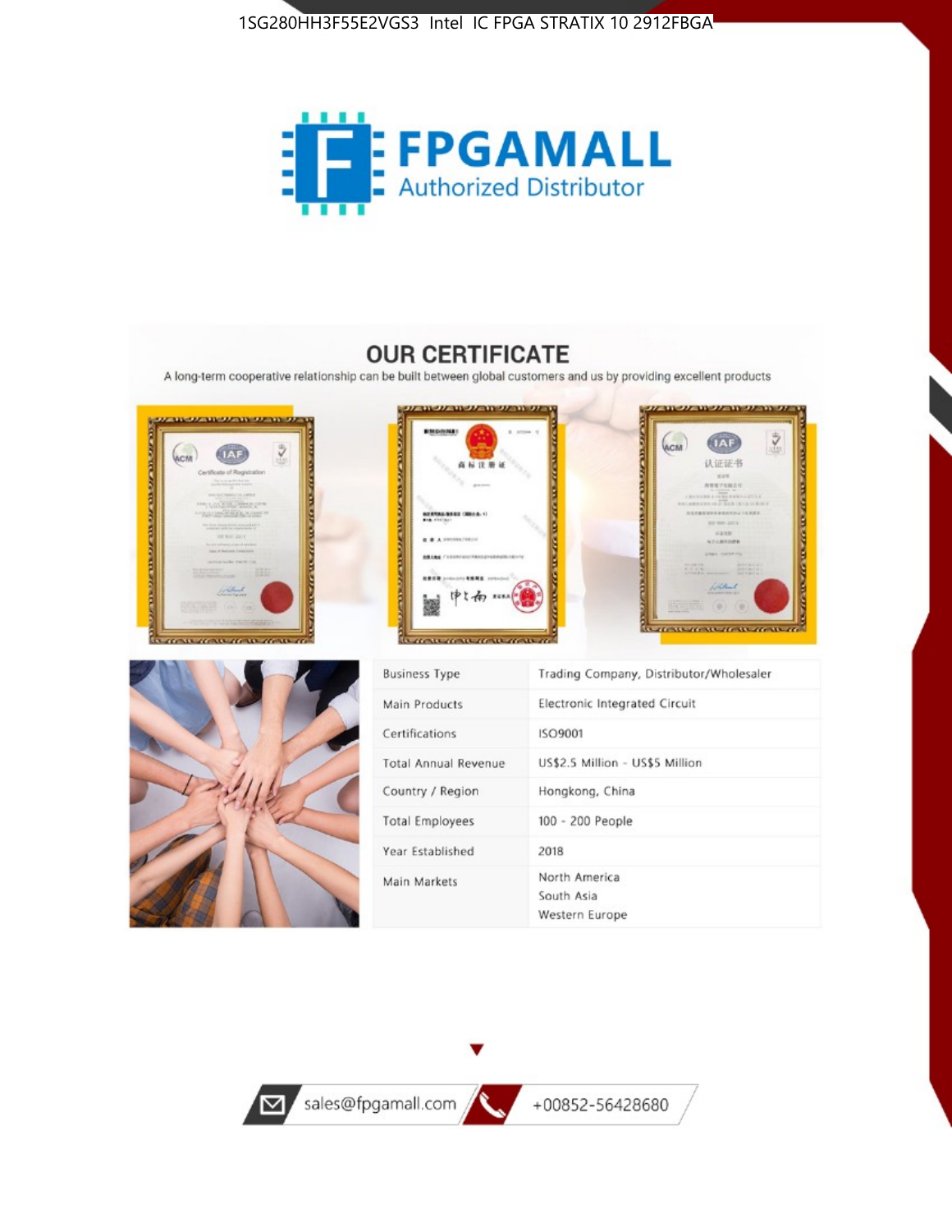# FPGAMALL

Authorized Distributor

## OUR CERTIFICATE

A long-term cooperative relationship can be built between global customers and us by providing excellent products

| | |
|---|---|
| Business Type | Trading Company, Distributor/Wholesaler |
| Main Products | Electronic Integrated Circuit |
| Certifications | ISO9001 |
| Total Annual Revenue | US$2.5 Million - US$5 Million |
| Country / Region | Hongkong, China |
| Total Employees | 100 - 200 People |
| Year Established | 2018 |
| Main Markets | North America<br>South Asia<br>Western Europe |

sales@fpgamall.com

+00852-56428680